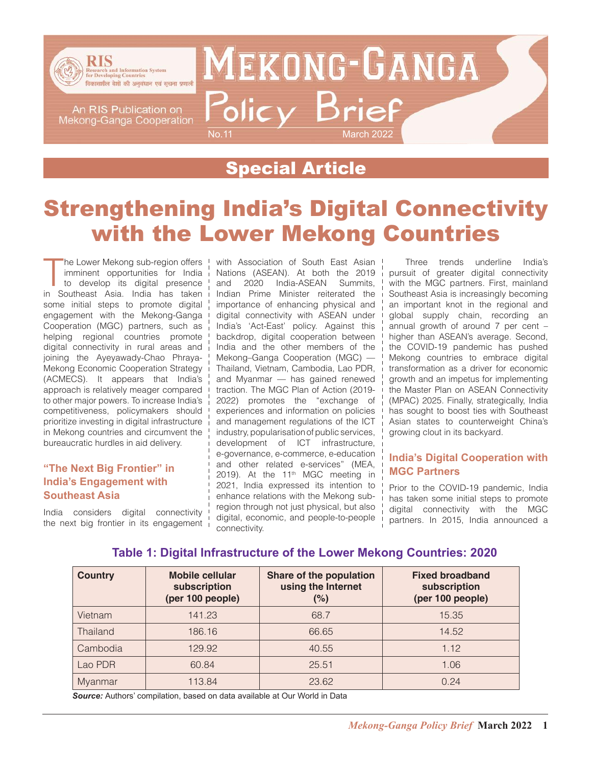# Mekong-Ganga Policy Brief

An RIS Publication on Mekong-Ganga Cooperation

No.11 March 2022

## Special Article

# Strengthening India's Digital Connectivity with the Lower Mekong Countries

The Lower Mekong sub-region offers imminent opportunities for India to develop its digital presence in Southeast Asia. India has taken some initial steps to promote digital engagement with the Mekong-Ganga Cooperation (MGC) partners, such as helping regional countries promote digital connectivity in rural areas and joining the Ayeyawady-Chao Phraya-Mekong Economic Cooperation Strategy (ACMECS). It appears that India's approach is relatively meager compared to other major powers. To increase India's competitiveness, policymakers should prioritize investing in digital infrastructure in Mekong countries and circumvent the bureaucratic hurdles in aid delivery.

### "The Next Big Frontier" in India's Engagement with Southeast Asia

India considers digital connectivity the next big frontier in its engagement with Association of South East Asian Nations (ASEAN). At both the 2019 and 2020 India-ASEAN Summits, Indian Prime Minister reiterated the importance of enhancing physical and digital connectivity with ASEAN under India's 'Act-East' policy. Against this backdrop, digital cooperation between India and the other members of the Mekong–Ganga Cooperation (MGC) — Thailand, Vietnam, Cambodia, Lao PDR, and Myanmar — has gained renewed traction. The MGC Plan of Action (2019-2022) promotes the "exchange of experiences and information on policies and management regulations of the ICT industry, popularisation of public services, development of ICT infrastructure, e-governance, e-commerce, e-education and other related e-services" (MEA, 2019). At the 11th MGC meeting in 2021, India expressed its intention to enhance relations with the Mekong sub-region through not just physical, but also digital, economic, and people-to-people connectivity.

Three trends underline India's pursuit of greater digital connectivity with the MGC partners. First, mainland Southeast Asia is increasingly becoming an important knot in the regional and global supply chain, recording an annual growth of around 7 per cent – higher than ASEAN's average. Second, the COVID-19 pandemic has pushed Mekong countries to embrace digital transformation as a driver for economic growth and an impetus for implementing the Master Plan on ASEAN Connectivity (MPAC) 2025. Finally, strategically, India has sought to boost ties with Southeast Asian states to counterweight China's growing clout in its backyard.

### India's Digital Cooperation with MGC Partners

Prior to the COVID-19 pandemic, India has taken some initial steps to promote digital connectivity with the MGC partners. In 2015, India announced a

**Table 1: Digital Infrastructure of the Lower Mekong Countries: 2020**

| Country | Mobile cellular subscription (per 100 people) | Share of the population using the Internet (%) | Fixed broadband subscription (per 100 people) |
|---|---|---|---|
| Vietnam | 141.23 | 68.7 | 15.35 |
| Thailand | 186.16 | 66.65 | 14.52 |
| Cambodia | 129.92 | 40.55 | 1.12 |
| Lao PDR | 60.84 | 25.51 | 1.06 |
| Myanmar | 113.84 | 23.62 | 0.24 |

***Source:*** Authors' compilation, based on data available at Our World in Data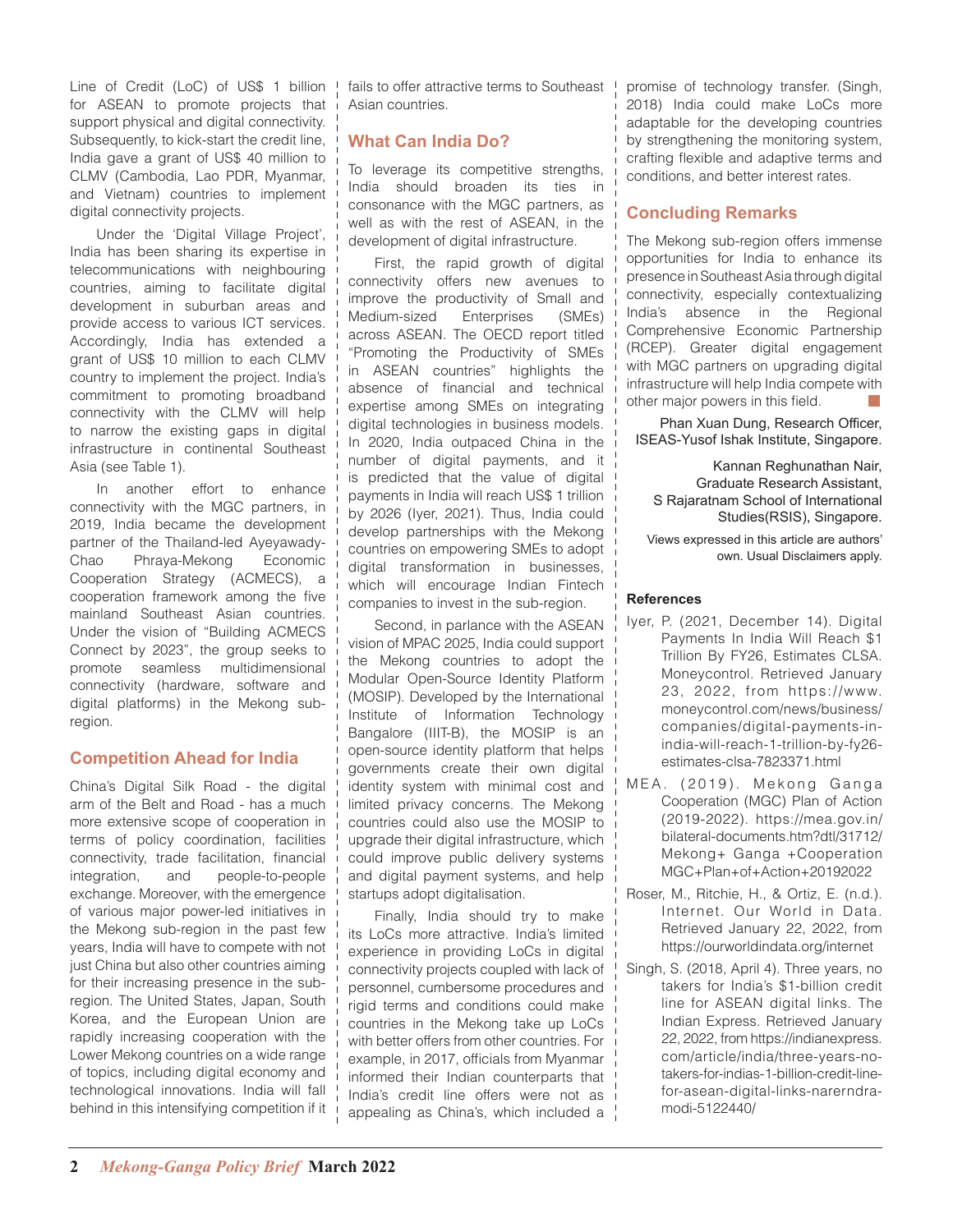Line of Credit (LoC) of US$ 1 billion for ASEAN to promote projects that support physical and digital connectivity. Subsequently, to kick-start the credit line, India gave a grant of US$ 40 million to CLMV (Cambodia, Lao PDR, Myanmar, and Vietnam) countries to implement digital connectivity projects.

Under the 'Digital Village Project', India has been sharing its expertise in telecommunications with neighbouring countries, aiming to facilitate digital development in suburban areas and provide access to various ICT services. Accordingly, India has extended a grant of US$ 10 million to each CLMV country to implement the project. India's commitment to promoting broadband connectivity with the CLMV will help to narrow the existing gaps in digital infrastructure in continental Southeast Asia (see Table 1).

In another effort to enhance connectivity with the MGC partners, in 2019, India became the development partner of the Thailand-led Ayeyawady-Chao Phraya-Mekong Economic Cooperation Strategy (ACMECS), a cooperation framework among the five mainland Southeast Asian countries. Under the vision of "Building ACMECS Connect by 2023", the group seeks to promote seamless multidimensional connectivity (hardware, software and digital platforms) in the Mekong sub-region.

## Competition Ahead for India

China's Digital Silk Road - the digital arm of the Belt and Road - has a much more extensive scope of cooperation in terms of policy coordination, facilities connectivity, trade facilitation, financial integration, and people-to-people exchange. Moreover, with the emergence of various major power-led initiatives in the Mekong sub-region in the past few years, India will have to compete with not just China but also other countries aiming for their increasing presence in the sub-region. The United States, Japan, South Korea, and the European Union are rapidly increasing cooperation with the Lower Mekong countries on a wide range of topics, including digital economy and technological innovations. India will fall behind in this intensifying competition if it fails to offer attractive terms to Southeast Asian countries.

## What Can India Do?

To leverage its competitive strengths, India should broaden its ties in consonance with the MGC partners, as well as with the rest of ASEAN, in the development of digital infrastructure.

First, the rapid growth of digital connectivity offers new avenues to improve the productivity of Small and Medium-sized Enterprises (SMEs) across ASEAN. The OECD report titled "Promoting the Productivity of SMEs in ASEAN countries" highlights the absence of financial and technical expertise among SMEs on integrating digital technologies in business models. In 2020, India outpaced China in the number of digital payments, and it is predicted that the value of digital payments in India will reach US$ 1 trillion by 2026 (Iyer, 2021). Thus, India could develop partnerships with the Mekong countries on empowering SMEs to adopt digital transformation in businesses, which will encourage Indian Fintech companies to invest in the sub-region.

Second, in parlance with the ASEAN vision of MPAC 2025, India could support the Mekong countries to adopt the Modular Open-Source Identity Platform (MOSIP). Developed by the International Institute of Information Technology Bangalore (IIIT-B), the MOSIP is an open-source identity platform that helps governments create their own digital identity system with minimal cost and limited privacy concerns. The Mekong countries could also use the MOSIP to upgrade their digital infrastructure, which could improve public delivery systems and digital payment systems, and help startups adopt digitalisation.

Finally, India should try to make its LoCs more attractive. India's limited experience in providing LoCs in digital connectivity projects coupled with lack of personnel, cumbersome procedures and rigid terms and conditions could make countries in the Mekong take up LoCs with better offers from other countries. For example, in 2017, officials from Myanmar informed their Indian counterparts that India's credit line offers were not as appealing as China's, which included a promise of technology transfer. (Singh, 2018) India could make LoCs more adaptable for the developing countries by strengthening the monitoring system, crafting flexible and adaptive terms and conditions, and better interest rates.

## Concluding Remarks

The Mekong sub-region offers immense opportunities for India to enhance its presence in Southeast Asia through digital connectivity, especially contextualizing India's absence in the Regional Comprehensive Economic Partnership (RCEP). Greater digital engagement with MGC partners on upgrading digital infrastructure will help India compete with other major powers in this field.

Phan Xuan Dung, Research Officer, ISEAS-Yusof Ishak Institute, Singapore.

Kannan Reghunathan Nair, Graduate Research Assistant, S Rajaratnam School of International Studies(RSIS), Singapore.

Views expressed in this article are authors' own. Usual Disclaimers apply.

### References

Iyer, P. (2021, December 14). Digital Payments In India Will Reach $1 Trillion By FY26, Estimates CLSA. Moneycontrol. Retrieved January 23, 2022, from https://www.moneycontrol.com/news/business/companies/digital-payments-in-india-will-reach-1-trillion-by-fy26-estimates-clsa-7823371.html

MEA. (2019). Mekong Ganga Cooperation (MGC) Plan of Action (2019-2022). https://mea.gov.in/bilateral-documents.htm?dtl/31712/Mekong+ Ganga +Cooperation MGC+Plan+of+Action+20192022

Roser, M., Ritchie, H., & Ortiz, E. (n.d.). Internet. Our World in Data. Retrieved January 22, 2022, from https://ourworldindata.org/internet

Singh, S. (2018, April 4). Three years, no takers for India's $1-billion credit line for ASEAN digital links. The Indian Express. Retrieved January 22, 2022, from https://indianexpress.com/article/india/three-years-no-takers-for-indias-1-billion-credit-line-for-asean-digital-links-narerndra-modi-5122440/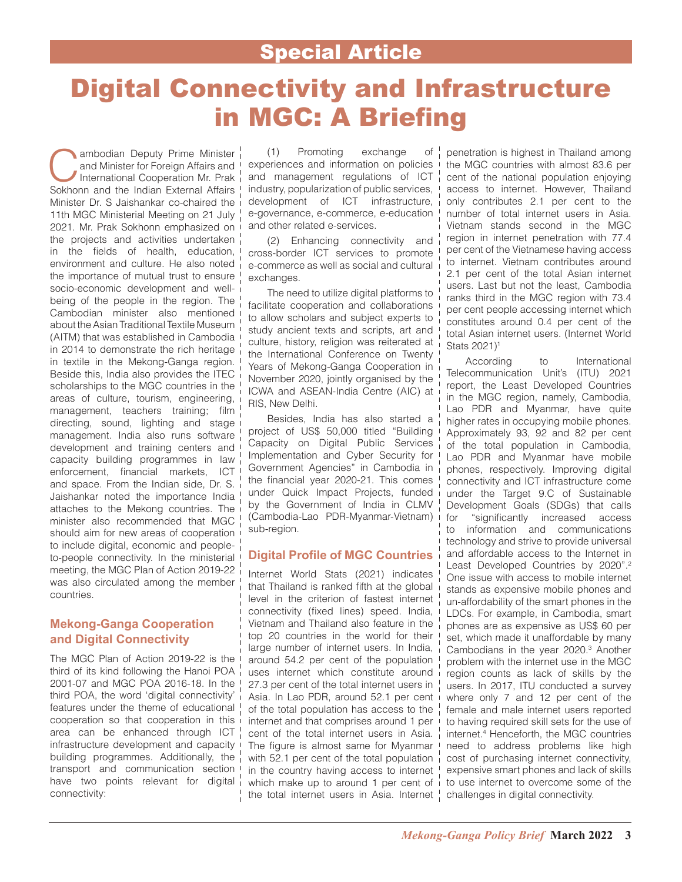# Digital Connectivity and Infrastructure in MGC: A Briefing

Cambodian Deputy Prime Minister and Minister for Foreign Affairs and International Cooperation Mr. Prak Sokhonn and the Indian External Affairs Minister Dr. S Jaishankar co-chaired the 11th MGC Ministerial Meeting on 21 July 2021. Mr. Prak Sokhonn emphasized on the projects and activities undertaken in the fields of health, education, environment and culture. He also noted the importance of mutual trust to ensure socio-economic development and well-being of the people in the region. The Cambodian minister also mentioned about the Asian Traditional Textile Museum (AITM) that was established in Cambodia in 2014 to demonstrate the rich heritage in textile in the Mekong-Ganga region. Beside this, India also provides the ITEC scholarships to the MGC countries in the areas of culture, tourism, engineering, management, teachers training; film directing, sound, lighting and stage management. India also runs software development and training centers and capacity building programmes in law enforcement, financial markets, ICT and space. From the Indian side, Dr. S. Jaishankar noted the importance India attaches to the Mekong countries. The minister also recommended that MGC should aim for new areas of cooperation to include digital, economic and people-to-people connectivity. In the ministerial meeting, the MGC Plan of Action 2019-22 was also circulated among the member countries.

## Mekong-Ganga Cooperation and Digital Connectivity

The MGC Plan of Action 2019-22 is the third of its kind following the Hanoi POA 2001-07 and MGC POA 2016-18. In the third POA, the word 'digital connectivity' features under the theme of educational cooperation so that cooperation in this area can be enhanced through ICT infrastructure development and capacity building programmes. Additionally, the transport and communication section have two points relevant for digital connectivity:

(1) Promoting exchange of experiences and information on policies and management regulations of ICT industry, popularization of public services, development of ICT infrastructure, e-governance, e-commerce, e-education and other related e-services.

(2) Enhancing connectivity and cross-border ICT services to promote e-commerce as well as social and cultural exchanges.

The need to utilize digital platforms to facilitate cooperation and collaborations to allow scholars and subject experts to study ancient texts and scripts, art and culture, history, religion was reiterated at the International Conference on Twenty Years of Mekong-Ganga Cooperation in November 2020, jointly organised by the ICWA and ASEAN-India Centre (AIC) at RIS, New Delhi.

Besides, India has also started a project of US$ 50,000 titled "Building Capacity on Digital Public Services Implementation and Cyber Security for Government Agencies" in Cambodia in the financial year 2020-21. This comes under Quick Impact Projects, funded by the Government of India in CLMV (Cambodia-Lao PDR-Myanmar-Vietnam) sub-region.

## Digital Profile of MGC Countries

Internet World Stats (2021) indicates that Thailand is ranked fifth at the global level in the criterion of fastest internet connectivity (fixed lines) speed. India, Vietnam and Thailand also feature in the top 20 countries in the world for their large number of internet users. In India, around 54.2 per cent of the population uses internet which constitute around 27.3 per cent of the total internet users in Asia. In Lao PDR, around 52.1 per cent of the total population has access to the internet and that comprises around 1 per cent of the total internet users in Asia. The figure is almost same for Myanmar with 52.1 per cent of the total population in the country having access to internet which make up to around 1 per cent of the total internet users in Asia. Internet penetration is highest in Thailand among the MGC countries with almost 83.6 per cent of the national population enjoying access to internet. However, Thailand only contributes 2.1 per cent to the number of total internet users in Asia. Vietnam stands second in the MGC region in internet penetration with 77.4 per cent of the Vietnamese having access to internet. Vietnam contributes around 2.1 per cent of the total Asian internet users. Last but not the least, Cambodia ranks third in the MGC region with 73.4 per cent people accessing internet which constitutes around 0.4 per cent of the total Asian internet users. (Internet World Stats 2021)[1]

According to International Telecommunication Unit's (ITU) 2021 report, the Least Developed Countries in the MGC region, namely, Cambodia, Lao PDR and Myanmar, have quite higher rates in occupying mobile phones. Approximately 93, 92 and 82 per cent of the total population in Cambodia, Lao PDR and Myanmar have mobile phones, respectively. Improving digital connectivity and ICT infrastructure come under the Target 9.C of Sustainable Development Goals (SDGs) that calls for "significantly increased access to information and communications technology and strive to provide universal and affordable access to the Internet in Least Developed Countries by 2020".[2] One issue with access to mobile internet stands as expensive mobile phones and un-affordability of the smart phones in the LDCs. For example, in Cambodia, smart phones are as expensive as US$ 60 per set, which made it unaffordable by many Cambodians in the year 2020.[3] Another problem with the internet use in the MGC region counts as lack of skills by the users. In 2017, ITU conducted a survey where only 7 and 12 per cent of the female and male internet users reported to having required skill sets for the use of internet.[4] Henceforth, the MGC countries need to address problems like high cost of purchasing internet connectivity, expensive smart phones and lack of skills to use internet to overcome some of the challenges in digital connectivity.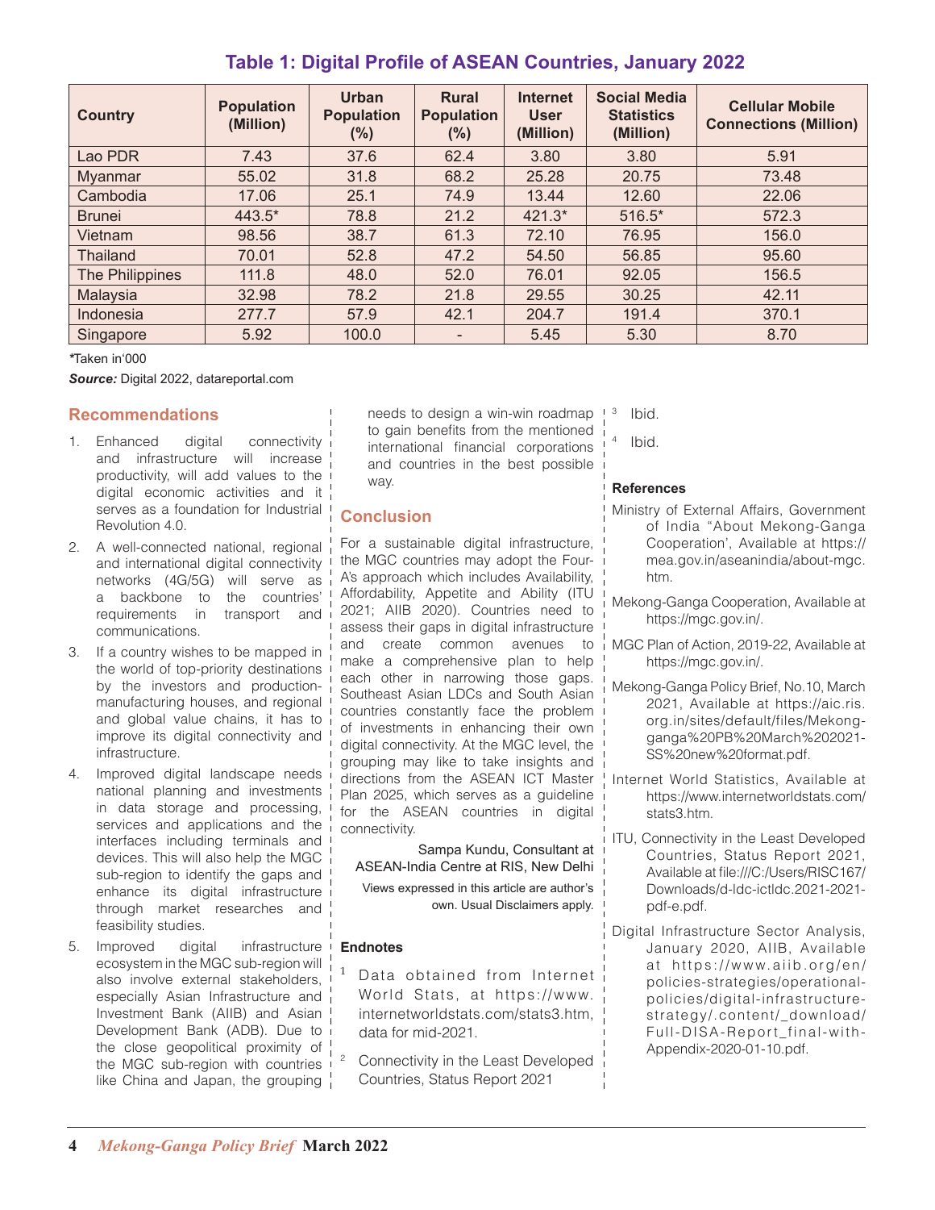## Table 1: Digital Profile of ASEAN Countries, January 2022

| Country | Population (Million) | Urban Population (%) | Rural Population (%) | Internet User (Million) | Social Media Statistics (Million) | Cellular Mobile Connections (Million) |
|---|---|---|---|---|---|---|
| Lao PDR | 7.43 | 37.6 | 62.4 | 3.80 | 3.80 | 5.91 |
| Myanmar | 55.02 | 31.8 | 68.2 | 25.28 | 20.75 | 73.48 |
| Cambodia | 17.06 | 25.1 | 74.9 | 13.44 | 12.60 | 22.06 |
| Brunei | 443.5* | 78.8 | 21.2 | 421.3* | 516.5* | 572.3 |
| Vietnam | 98.56 | 38.7 | 61.3 | 72.10 | 76.95 | 156.0 |
| Thailand | 70.01 | 52.8 | 47.2 | 54.50 | 56.85 | 95.60 |
| The Philippines | 111.8 | 48.0 | 52.0 | 76.01 | 92.05 | 156.5 |
| Malaysia | 32.98 | 78.2 | 21.8 | 29.55 | 30.25 | 42.11 |
| Indonesia | 277.7 | 57.9 | 42.1 | 204.7 | 191.4 | 370.1 |
| Singapore | 5.92 | 100.0 | - | 5.45 | 5.30 | 8.70 |

*Taken in'000

***Source:*** Digital 2022, datareportal.com

## Recommendations

1. Enhanced digital connectivity and infrastructure will increase productivity, will add values to the digital economic activities and it serves as a foundation for Industrial Revolution 4.0.
2. A well-connected national, regional and international digital connectivity networks (4G/5G) will serve as a backbone to the countries' requirements in transport and communications.
3. If a country wishes to be mapped in the world of top-priority destinations by the investors and production-manufacturing houses, and regional and global value chains, it has to improve its digital connectivity and infrastructure.
4. Improved digital landscape needs national planning and investments in data storage and processing, services and applications and the interfaces including terminals and devices. This will also help the MGC sub-region to identify the gaps and enhance its digital infrastructure through market researches and feasibility studies.
5. Improved digital infrastructure ecosystem in the MGC sub-region will also involve external stakeholders, especially Asian Infrastructure and Investment Bank (AIIB) and Asian Development Bank (ADB). Due to the close geopolitical proximity of the MGC sub-region with countries like China and Japan, the grouping needs to design a win-win roadmap to gain benefits from the mentioned international financial corporations and countries in the best possible way.

## Conclusion

For a sustainable digital infrastructure, the MGC countries may adopt the Four-A's approach which includes Availability, Affordability, Appetite and Ability (ITU 2021; AIIB 2020). Countries need to assess their gaps in digital infrastructure and create common avenues to make a comprehensive plan to help each other in narrowing those gaps. Southeast Asian LDCs and South Asian countries constantly face the problem of investments in enhancing their own digital connectivity. At the MGC level, the grouping may like to take insights and directions from the ASEAN ICT Master Plan 2025, which serves as a guideline for the ASEAN countries in digital connectivity.

Sampa Kundu, Consultant at ASEAN-India Centre at RIS, New Delhi

Views expressed in this article are author's own. Usual Disclaimers apply.

### Endnotes

[1] Data obtained from Internet World Stats, at https://www.internetworldstats.com/stats3.htm, data for mid-2021.

[2] Connectivity in the Least Developed Countries, Status Report 2021

[3] Ibid.

[4] Ibid.

### References

Ministry of External Affairs, Government of India "About Mekong-Ganga Cooperation', Available at https://mea.gov.in/aseanindia/about-mgc.htm.

Mekong-Ganga Cooperation, Available at https://mgc.gov.in/.

MGC Plan of Action, 2019-22, Available at https://mgc.gov.in/.

Mekong-Ganga Policy Brief, No.10, March 2021, Available at https://aic.ris.org.in/sites/default/files/Mekong-ganga%20PB%20March%202021-SS%20new%20format.pdf.

Internet World Statistics, Available at https://www.internetworldstats.com/stats3.htm.

ITU, Connectivity in the Least Developed Countries, Status Report 2021, Available at file:///C:/Users/RISC167/Downloads/d-ldc-ictldc.2021-2021-pdf-e.pdf.

Digital Infrastructure Sector Analysis, January 2020, AIIB, Available at https://www.aiib.org/en/policies-strategies/operational-policies/digital-infrastructure-strategy/.content/_download/Full-DISA-Report_final-with-Appendix-2020-01-10.pdf.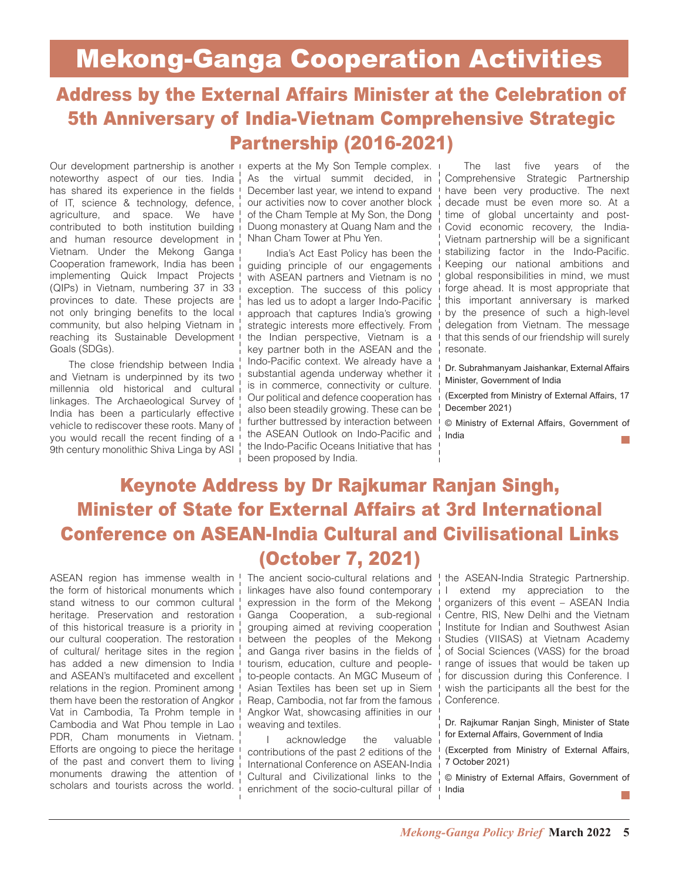# Mekong-Ganga Cooperation Activities

## Address by the External Affairs Minister at the Celebration of 5th Anniversary of India-Vietnam Comprehensive Strategic Partnership (2016-2021)

Our development partnership is another noteworthy aspect of our ties. India has shared its experience in the fields of IT, science & technology, defence, agriculture, and space. We have contributed to both institution building and human resource development in Vietnam. Under the Mekong Ganga Cooperation framework, India has been implementing Quick Impact Projects (QIPs) in Vietnam, numbering 37 in 33 provinces to date. These projects are not only bringing benefits to the local community, but also helping Vietnam in reaching its Sustainable Development Goals (SDGs).

The close friendship between India and Vietnam is underpinned by its two millennia old historical and cultural linkages. The Archaeological Survey of India has been a particularly effective vehicle to rediscover these roots. Many of you would recall the recent finding of a 9th century monolithic Shiva Linga by ASI experts at the My Son Temple complex. As the virtual summit decided, in December last year, we intend to expand our activities now to cover another block of the Cham Temple at My Son, the Dong Duong monastery at Quang Nam and the Nhan Cham Tower at Phu Yen.

India's Act East Policy has been the guiding principle of our engagements with ASEAN partners and Vietnam is no exception. The success of this policy has led us to adopt a larger Indo-Pacific approach that captures India's growing strategic interests more effectively. From the Indian perspective, Vietnam is a key partner both in the ASEAN and the Indo-Pacific context. We already have a substantial agenda underway whether it is in commerce, connectivity or culture. Our political and defence cooperation has also been steadily growing. These can be further buttressed by interaction between the ASEAN Outlook on Indo-Pacific and the Indo-Pacific Oceans Initiative that has been proposed by India.

The last five years of the Comprehensive Strategic Partnership have been very productive. The next decade must be even more so. At a time of global uncertainty and post-Covid economic recovery, the India-Vietnam partnership will be a significant stabilizing factor in the Indo-Pacific. Keeping our national ambitions and global responsibilities in mind, we must forge ahead. It is most appropriate that this important anniversary is marked by the presence of such a high-level delegation from Vietnam. The message that this sends of our friendship will surely resonate.

Dr. Subrahmanyam Jaishankar, External Affairs Minister, Government of India

(Excerpted from Ministry of External Affairs, 17 December 2021)

© Ministry of External Affairs, Government of India

## Keynote Address by Dr Rajkumar Ranjan Singh, Minister of State for External Affairs at 3rd International Conference on ASEAN-India Cultural and Civilisational Links (October 7, 2021)

ASEAN region has immense wealth in the form of historical monuments which stand witness to our common cultural heritage. Preservation and restoration of this historical treasure is a priority in our cultural cooperation. The restoration of cultural/ heritage sites in the region has added a new dimension to India and ASEAN's multifaceted and excellent relations in the region. Prominent among them have been the restoration of Angkor Vat in Cambodia, Ta Prohm temple in Cambodia and Wat Phou temple in Lao PDR, Cham monuments in Vietnam. Efforts are ongoing to piece the heritage of the past and convert them to living monuments drawing the attention of scholars and tourists across the world. The ancient socio-cultural relations and linkages have also found contemporary expression in the form of the Mekong Ganga Cooperation, a sub-regional grouping aimed at reviving cooperation between the peoples of the Mekong and Ganga river basins in the fields of tourism, education, culture and people-to-people contacts. An MGC Museum of Asian Textiles has been set up in Siem Reap, Cambodia, not far from the famous Angkor Wat, showcasing affinities in our weaving and textiles.

I acknowledge the valuable contributions of the past 2 editions of the International Conference on ASEAN-India Cultural and Civilizational links to the enrichment of the socio-cultural pillar of the ASEAN-India Strategic Partnership. I extend my appreciation to the organizers of this event – ASEAN India Centre, RIS, New Delhi and the Vietnam Institute for Indian and Southwest Asian Studies (VIISAS) at Vietnam Academy of Social Sciences (VASS) for the broad range of issues that would be taken up for discussion during this Conference. I wish the participants all the best for the Conference.

Dr. Rajkumar Ranjan Singh, Minister of State for External Affairs, Government of India

(Excerpted from Ministry of External Affairs, 7 October 2021)

© Ministry of External Affairs, Government of India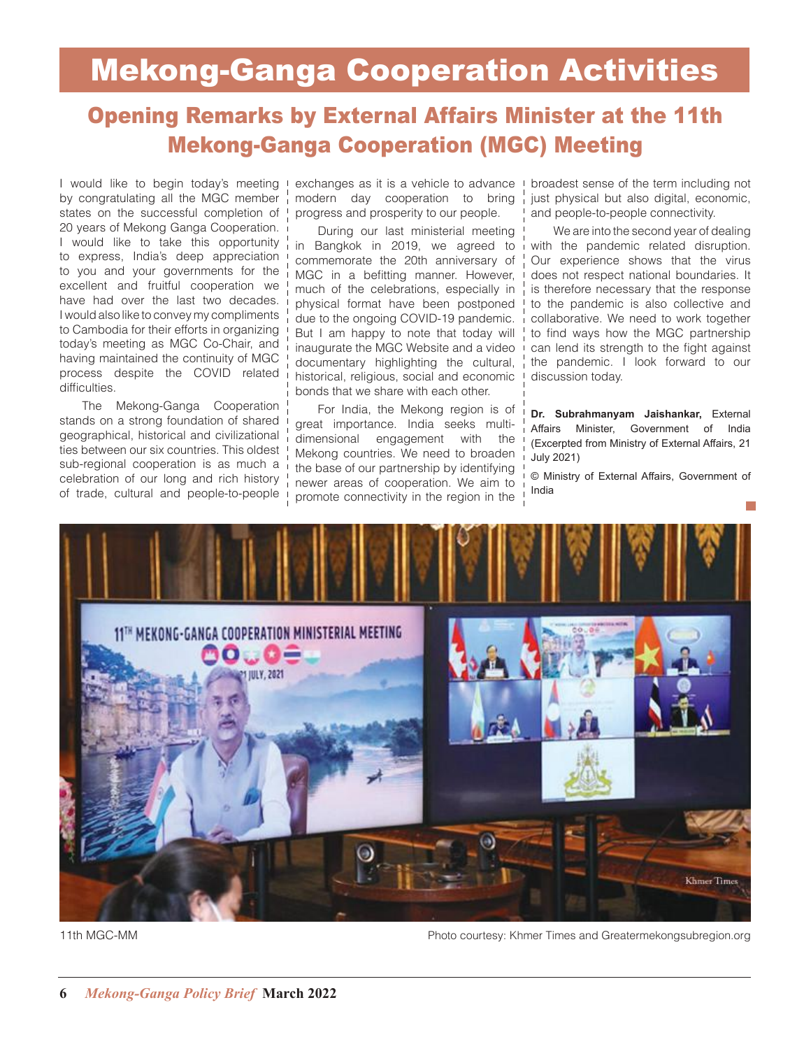# Mekong-Ganga Cooperation Activities

## Opening Remarks by External Affairs Minister at the 11th Mekong-Ganga Cooperation (MGC) Meeting

I would like to begin today's meeting by congratulating all the MGC member states on the successful completion of 20 years of Mekong Ganga Cooperation. I would like to take this opportunity to express, India's deep appreciation to you and your governments for the excellent and fruitful cooperation we have had over the last two decades. I would also like to convey my compliments to Cambodia for their efforts in organizing today's meeting as MGC Co-Chair, and having maintained the continuity of MGC process despite the COVID related difficulties.

The Mekong-Ganga Cooperation stands on a strong foundation of shared geographical, historical and civilizational ties between our six countries. This oldest sub-regional cooperation is as much a celebration of our long and rich history of trade, cultural and people-to-people exchanges as it is a vehicle to advance modern day cooperation to bring progress and prosperity to our people.

During our last ministerial meeting in Bangkok in 2019, we agreed to commemorate the 20th anniversary of MGC in a befitting manner. However, much of the celebrations, especially in physical format have been postponed due to the ongoing COVID-19 pandemic. But I am happy to note that today will inaugurate the MGC Website and a video documentary highlighting the cultural, historical, religious, social and economic bonds that we share with each other.

For India, the Mekong region is of great importance. India seeks multi-dimensional engagement with the Mekong countries. We need to broaden the base of our partnership by identifying newer areas of cooperation. We aim to promote connectivity in the region in the broadest sense of the term including not just physical but also digital, economic, and people-to-people connectivity.

We are into the second year of dealing with the pandemic related disruption. Our experience shows that the virus does not respect national boundaries. It is therefore necessary that the response to the pandemic is also collective and collaborative. We need to work together to find ways how the MGC partnership can lend its strength to the fight against the pandemic. I look forward to our discussion today.

**Dr. Subrahmanyam Jaishankar,** External Affairs Minister, Government of India (Excerpted from Ministry of External Affairs, 21 July 2021)

© Ministry of External Affairs, Government of India

11th MGC-MM

Photo courtesy: Khmer Times and Greatermekongsubregion.org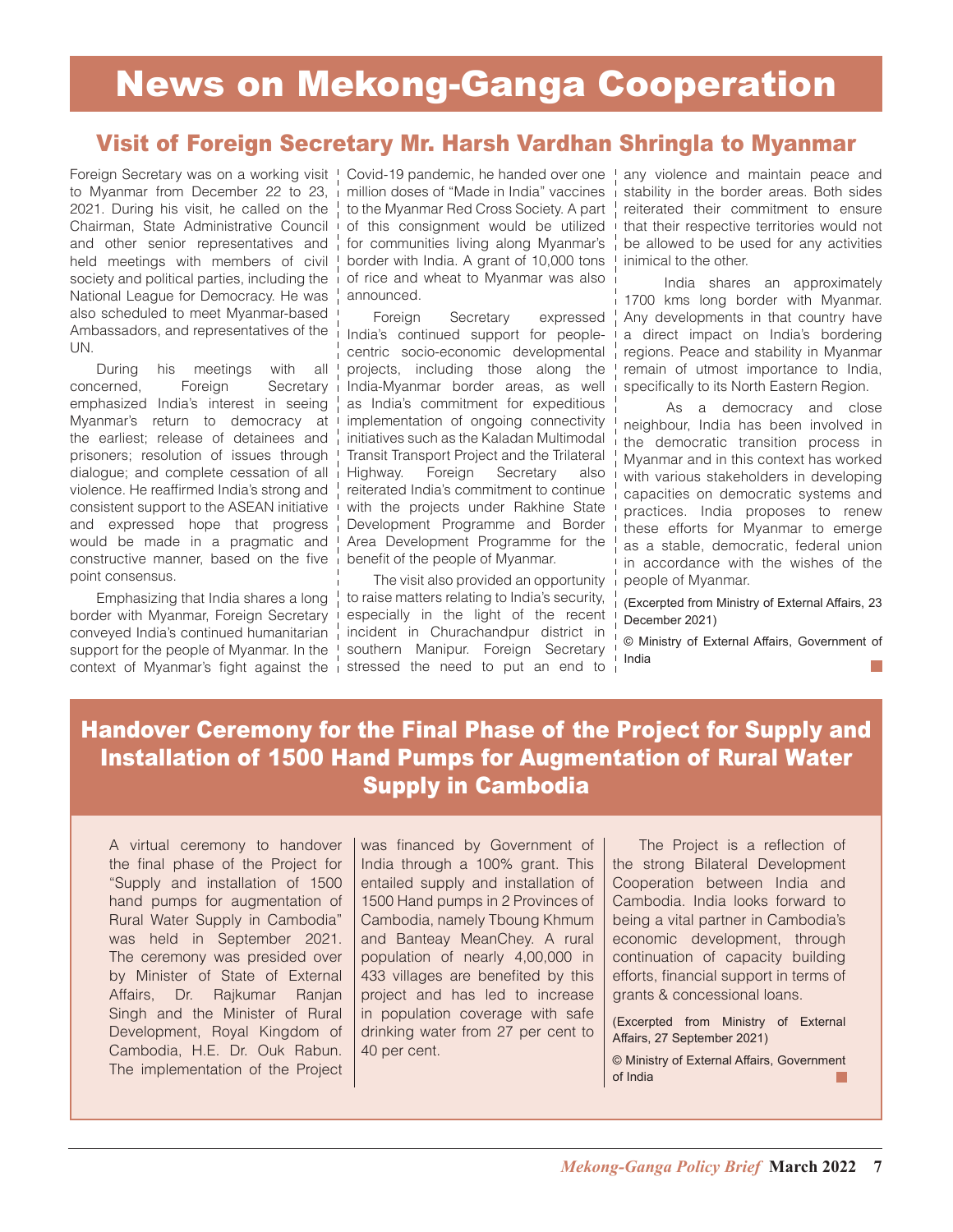# News on Mekong-Ganga Cooperation

## Visit of Foreign Secretary Mr. Harsh Vardhan Shringla to Myanmar

Foreign Secretary was on a working visit to Myanmar from December 22 to 23, 2021. During his visit, he called on the Chairman, State Administrative Council and other senior representatives and held meetings with members of civil society and political parties, including the National League for Democracy. He was also scheduled to meet Myanmar-based Ambassadors, and representatives of the UN.

During his meetings with all concerned, Foreign Secretary emphasized India's interest in seeing Myanmar's return to democracy at the earliest; release of detainees and prisoners; resolution of issues through dialogue; and complete cessation of all violence. He reaffirmed India's strong and consistent support to the ASEAN initiative and expressed hope that progress would be made in a pragmatic and constructive manner, based on the five point consensus.

Emphasizing that India shares a long border with Myanmar, Foreign Secretary conveyed India's continued humanitarian support for the people of Myanmar. In the context of Myanmar's fight against the Covid-19 pandemic, he handed over one million doses of "Made in India" vaccines to the Myanmar Red Cross Society. A part of this consignment would be utilized for communities living along Myanmar's border with India. A grant of 10,000 tons of rice and wheat to Myanmar was also announced.

Foreign Secretary expressed India's continued support for people-centric socio-economic developmental projects, including those along the India-Myanmar border areas, as well as India's commitment for expeditious implementation of ongoing connectivity initiatives such as the Kaladan Multimodal Transit Transport Project and the Trilateral Highway. Foreign Secretary also reiterated India's commitment to continue with the projects under Rakhine State Development Programme and Border Area Development Programme for the benefit of the people of Myanmar.

The visit also provided an opportunity to raise matters relating to India's security, especially in the light of the recent incident in Churachandpur district in southern Manipur. Foreign Secretary stressed the need to put an end to any violence and maintain peace and stability in the border areas. Both sides reiterated their commitment to ensure that their respective territories would not be allowed to be used for any activities inimical to the other.

India shares an approximately 1700 kms long border with Myanmar. Any developments in that country have a direct impact on India's bordering regions. Peace and stability in Myanmar remain of utmost importance to India, specifically to its North Eastern Region.

As a democracy and close neighbour, India has been involved in the democratic transition process in Myanmar and in this context has worked with various stakeholders in developing capacities on democratic systems and practices. India proposes to renew these efforts for Myanmar to emerge as a stable, democratic, federal union in accordance with the wishes of the people of Myanmar.

(Excerpted from Ministry of External Affairs, 23 December 2021)

© Ministry of External Affairs, Government of India

## Handover Ceremony for the Final Phase of the Project for Supply and Installation of 1500 Hand Pumps for Augmentation of Rural Water Supply in Cambodia

A virtual ceremony to handover the final phase of the Project for "Supply and installation of 1500 hand pumps for augmentation of Rural Water Supply in Cambodia" was held in September 2021. The ceremony was presided over by Minister of State of External Affairs, Dr. Rajkumar Ranjan Singh and the Minister of Rural Development, Royal Kingdom of Cambodia, H.E. Dr. Ouk Rabun. The implementation of the Project was financed by Government of India through a 100% grant. This entailed supply and installation of 1500 Hand pumps in 2 Provinces of Cambodia, namely Tboung Khmum and Banteay MeanChey. A rural population of nearly 4,00,000 in 433 villages are benefited by this project and has led to increase in population coverage with safe drinking water from 27 per cent to 40 per cent.

The Project is a reflection of the strong Bilateral Development Cooperation between India and Cambodia. India looks forward to being a vital partner in Cambodia's economic development, through continuation of capacity building efforts, financial support in terms of grants & concessional loans.

(Excerpted from Ministry of External Affairs, 27 September 2021)

© Ministry of External Affairs, Government of India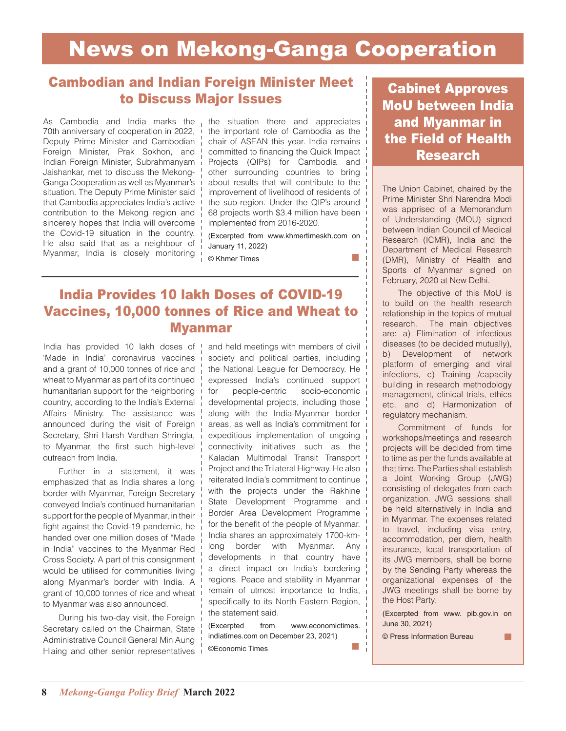# News on Mekong-Ganga Cooperation

## Cambodian and Indian Foreign Minister Meet to Discuss Major Issues

As Cambodia and India marks the 70th anniversary of cooperation in 2022, Deputy Prime Minister and Cambodian Foreign Minister, Prak Sokhon, and Indian Foreign Minister, Subrahmanyam Jaishankar, met to discuss the Mekong-Ganga Cooperation as well as Myanmar's situation. The Deputy Prime Minister said that Cambodia appreciates India's active contribution to the Mekong region and sincerely hopes that India will overcome the Covid-19 situation in the country. He also said that as a neighbour of Myanmar, India is closely monitoring the situation there and appreciates the important role of Cambodia as the chair of ASEAN this year. India remains committed to financing the Quick Impact Projects (QIPs) for Cambodia and other surrounding countries to bring about results that will contribute to the improvement of livelihood of residents of the sub-region. Under the QIP's around 68 projects worth $3.4 million have been implemented from 2016-2020.

(Excerpted from www.khmertimeskh.com on January 11, 2022)

© Khmer Times

## India Provides 10 lakh Doses of COVID-19 Vaccines, 10,000 tonnes of Rice and Wheat to Myanmar

India has provided 10 lakh doses of 'Made in India' coronavirus vaccines and a grant of 10,000 tonnes of rice and wheat to Myanmar as part of its continued humanitarian support for the neighboring country, according to the India's External Affairs Ministry. The assistance was announced during the visit of Foreign Secretary, Shri Harsh Vardhan Shringla, to Myanmar, the first such high-level outreach from India.

Further in a statement, it was emphasized that as India shares a long border with Myanmar, Foreign Secretary conveyed India's continued humanitarian support for the people of Myanmar, in their fight against the Covid-19 pandemic, he handed over one million doses of "Made in India" vaccines to the Myanmar Red Cross Society. A part of this consignment would be utilised for communities living along Myanmar's border with India. A grant of 10,000 tonnes of rice and wheat to Myanmar was also announced.

During his two-day visit, the Foreign Secretary called on the Chairman, State Administrative Council General Min Aung Hlaing and other senior representatives and held meetings with members of civil society and political parties, including the National League for Democracy. He expressed India's continued support for people-centric socio-economic developmental projects, including those along with the India-Myanmar border areas, as well as India's commitment for expeditious implementation of ongoing connectivity initiatives such as the Kaladan Multimodal Transit Transport Project and the Trilateral Highway. He also reiterated India's commitment to continue with the projects under the Rakhine State Development Programme and Border Area Development Programme for the benefit of the people of Myanmar. India shares an approximately 1700-km-long border with Myanmar. Any developments in that country have a direct impact on India's bordering regions. Peace and stability in Myanmar remain of utmost importance to India, specifically to its North Eastern Region, the statement said.

(Excerpted from www.economictimes.indiatimes.com on December 23, 2021)

©Economic Times

## Cabinet Approves MoU between India and Myanmar in the Field of Health Research

The Union Cabinet, chaired by the Prime Minister Shri Narendra Modi was apprised of a Memorandum of Understanding (MOU) signed between Indian Council of Medical Research (ICMR), India and the Department of Medical Research (DMR), Ministry of Health and Sports of Myanmar signed on February, 2020 at New Delhi.

The objective of this MoU is to build on the health research relationship in the topics of mutual research. The main objectives are: a) Elimination of infectious diseases (to be decided mutually), b) Development of network platform of emerging and viral infections, c) Training /capacity building in research methodology management, clinical trials, ethics etc. and d) Harmonization of regulatory mechanism.

Commitment of funds for workshops/meetings and research projects will be decided from time to time as per the funds available at that time. The Parties shall establish a Joint Working Group (JWG) consisting of delegates from each organization. JWG sessions shall be held alternatively in India and in Myanmar. The expenses related to travel, including visa entry, accommodation, per diem, health insurance, local transportation of its JWG members, shall be borne by the Sending Party whereas the organizational expenses of the JWG meetings shall be borne by the Host Party.

(Excerpted from www. pib.gov.in on June 30, 2021)

© Press Information Bureau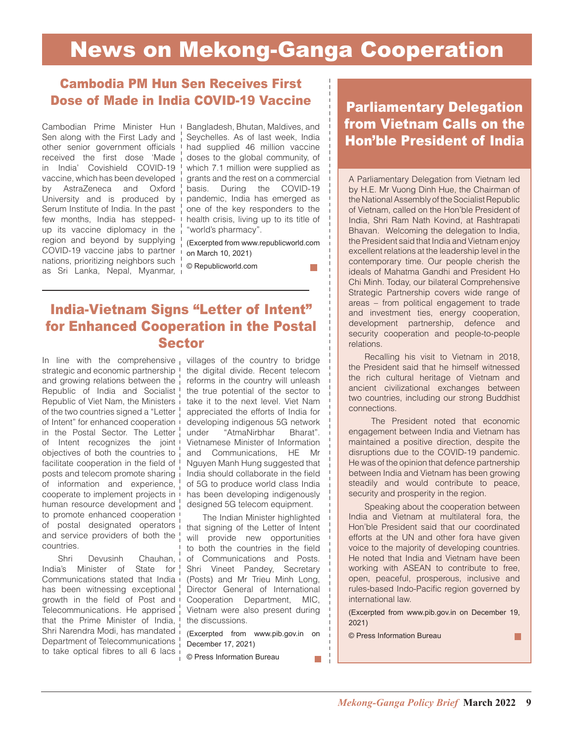# News on Mekong-Ganga Cooperation

## Cambodia PM Hun Sen Receives First Dose of Made in India COVID-19 Vaccine

Cambodian Prime Minister Hun Sen along with the First Lady and other senior government officials received the first dose 'Made in India' Covishield COVID-19 vaccine, which has been developed by AstraZeneca and Oxford University and is produced by Serum Institute of India. In the past few months, India has stepped-up its vaccine diplomacy in the region and beyond by supplying COVID-19 vaccine jabs to partner nations, prioritizing neighbors such as Sri Lanka, Nepal, Myanmar, Bangladesh, Bhutan, Maldives, and Seychelles. As of last week, India had supplied 46 million vaccine doses to the global community, of which 7.1 million were supplied as grants and the rest on a commercial basis. During the COVID-19 pandemic, India has emerged as one of the key responders to the health crisis, living up to its title of "world's pharmacy".

(Excerpted from www.republicworld.com on March 10, 2021)

© Republicworld.com

## India-Vietnam Signs "Letter of Intent" for Enhanced Cooperation in the Postal Sector

In line with the comprehensive strategic and economic partnership and growing relations between the Republic of India and the Socialist Republic of Viet Nam, the Ministers of the two countries signed a "Letter of Intent" for enhanced cooperation in the Postal Sector. The Letter of Intent recognizes the joint objectives of both the countries to facilitate cooperation in the field of posts and telecom promote sharing of information and experience, cooperate to implement projects in human resource development and to promote enhanced cooperation of postal designated operators and service providers of both the countries.

Shri Devusinh Chauhan, India's Minister of State for Communications stated that India has been witnessing exceptional growth in the field of Post and Telecommunications. He apprised that the Prime Minister of India, Shri Narendra Modi, has mandated Department of Telecommunications to take optical fibres to all 6 lacs villages of the country to bridge the digital divide. Recent telecom reforms in the country will unleash the true potential of the sector to take it to the next level. Viet Nam appreciated the efforts of India for developing indigenous 5G network under "AtmaNirbhar Bharat". Vietnamese Minister of Information and Communications, HE Mr Nguyen Manh Hung suggested that India should collaborate in the field of 5G to produce world class India has been developing indigenously designed 5G telecom equipment.

The Indian Minister highlighted that signing of the Letter of Intent will provide new opportunities to both the countries in the field of Communications and Posts. Shri Vineet Pandey, Secretary (Posts) and Mr Trieu Minh Long, Director General of International Cooperation Department, MIC, Vietnam were also present during the discussions.

(Excerpted from www.pib.gov.in on December 17, 2021)

© Press Information Bureau

## Parliamentary Delegation from Vietnam Calls on the Hon'ble President of India

A Parliamentary Delegation from Vietnam led by H.E. Mr Vuong Dinh Hue, the Chairman of the National Assembly of the Socialist Republic of Vietnam, called on the Hon'ble President of India, Shri Ram Nath Kovind, at Rashtrapati Bhavan. Welcoming the delegation to India, the President said that India and Vietnam enjoy excellent relations at the leadership level in the contemporary time. Our people cherish the ideals of Mahatma Gandhi and President Ho Chi Minh. Today, our bilateral Comprehensive Strategic Partnership covers wide range of areas – from political engagement to trade and investment ties, energy cooperation, development partnership, defence and security cooperation and people-to-people relations.

Recalling his visit to Vietnam in 2018, the President said that he himself witnessed the rich cultural heritage of Vietnam and ancient civilizational exchanges between two countries, including our strong Buddhist connections.

The President noted that economic engagement between India and Vietnam has maintained a positive direction, despite the disruptions due to the COVID-19 pandemic. He was of the opinion that defence partnership between India and Vietnam has been growing steadily and would contribute to peace, security and prosperity in the region.

Speaking about the cooperation between India and Vietnam at multilateral fora, the Hon'ble President said that our coordinated efforts at the UN and other fora have given voice to the majority of developing countries. He noted that India and Vietnam have been working with ASEAN to contribute to free, open, peaceful, prosperous, inclusive and rules-based Indo-Pacific region governed by international law.

(Excerpted from www.pib.gov.in on December 19, 2021)

© Press Information Bureau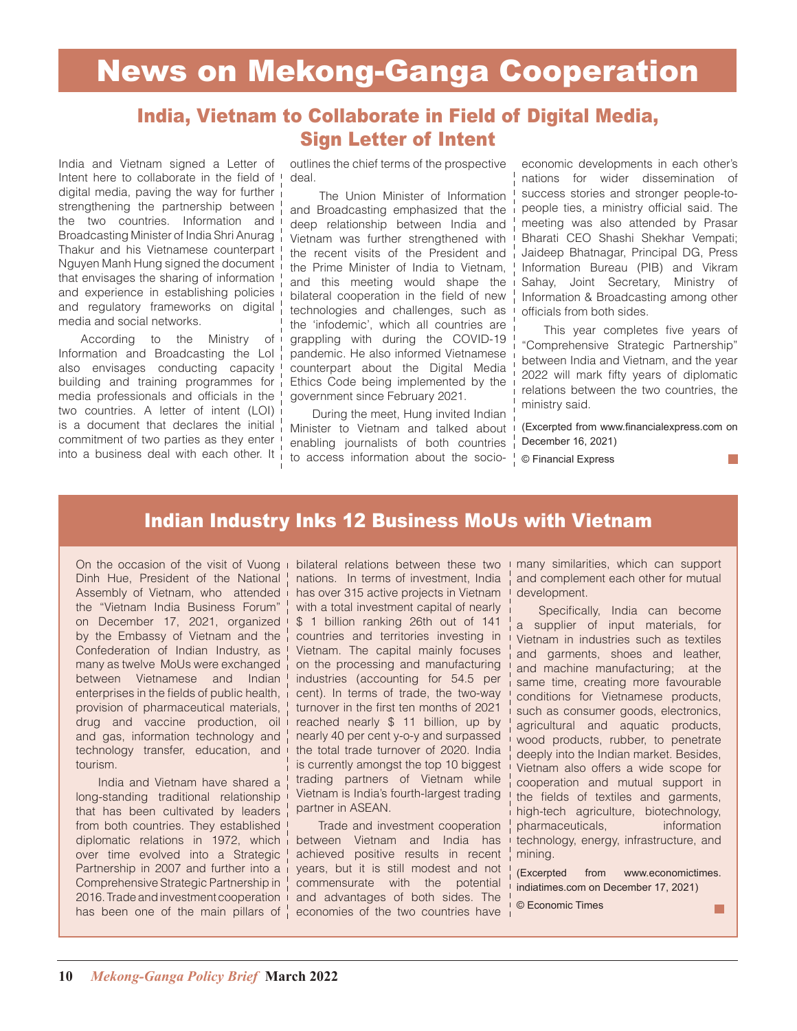# News on Mekong-Ganga Cooperation

## India, Vietnam to Collaborate in Field of Digital Media, Sign Letter of Intent

India and Vietnam signed a Letter of Intent here to collaborate in the field of digital media, paving the way for further strengthening the partnership between the two countries. Information and Broadcasting Minister of India Shri Anurag Thakur and his Vietnamese counterpart Nguyen Manh Hung signed the document that envisages the sharing of information and experience in establishing policies and regulatory frameworks on digital media and social networks.

According to the Ministry of Information and Broadcasting the LoI also envisages conducting capacity building and training programmes for media professionals and officials in the two countries. A letter of intent (LOI) is a document that declares the initial commitment of two parties as they enter into a business deal with each other. It outlines the chief terms of the prospective deal.

The Union Minister of Information and Broadcasting emphasized that the deep relationship between India and Vietnam was further strengthened with the recent visits of the President and the Prime Minister of India to Vietnam, and this meeting would shape the bilateral cooperation in the field of new technologies and challenges, such as the 'infodemic', which all countries are grappling with during the COVID-19 pandemic. He also informed Vietnamese counterpart about the Digital Media Ethics Code being implemented by the government since February 2021.

During the meet, Hung invited Indian Minister to Vietnam and talked about enabling journalists of both countries to access information about the socio-economic developments in each other's nations for wider dissemination of success stories and stronger people-to-people ties, a ministry official said. The meeting was also attended by Prasar Bharati CEO Shashi Shekhar Vempati; Jaideep Bhatnagar, Principal DG, Press Information Bureau (PIB) and Vikram Sahay, Joint Secretary, Ministry of Information & Broadcasting among other officials from both sides.

This year completes five years of "Comprehensive Strategic Partnership" between India and Vietnam, and the year 2022 will mark fifty years of diplomatic relations between the two countries, the ministry said.

(Excerpted from www.financialexpress.com on December 16, 2021)

© Financial Express

## Indian Industry Inks 12 Business MoUs with Vietnam

On the occasion of the visit of Vuong Dinh Hue, President of the National Assembly of Vietnam, who attended the "Vietnam India Business Forum" on December 17, 2021, organized by the Embassy of Vietnam and the Confederation of Indian Industry, as many as twelve MoUs were exchanged between Vietnamese and Indian enterprises in the fields of public health, provision of pharmaceutical materials, drug and vaccine production, oil and gas, information technology and technology transfer, education, and tourism.

India and Vietnam have shared a long-standing traditional relationship that has been cultivated by leaders from both countries. They established diplomatic relations in 1972, which over time evolved into a Strategic Partnership in 2007 and further into a Comprehensive Strategic Partnership in 2016. Trade and investment cooperation has been one of the main pillars of bilateral relations between these two nations. In terms of investment, India has over 315 active projects in Vietnam with a total investment capital of nearly $ 1 billion ranking 26th out of 141 countries and territories investing in Vietnam. The capital mainly focuses on the processing and manufacturing industries (accounting for 54.5 per cent). In terms of trade, the two-way turnover in the first ten months of 2021 reached nearly $ 11 billion, up by nearly 40 per cent y-o-y and surpassed the total trade turnover of 2020. India is currently amongst the top 10 biggest trading partners of Vietnam while Vietnam is India's fourth-largest trading partner in ASEAN.

Trade and investment cooperation between Vietnam and India has achieved positive results in recent years, but it is still modest and not commensurate with the potential and advantages of both sides. The economies of the two countries have many similarities, which can support and complement each other for mutual development.

Specifically, India can become a supplier of input materials, for Vietnam in industries such as textiles and garments, shoes and leather, and machine manufacturing; at the same time, creating more favourable conditions for Vietnamese products, such as consumer goods, electronics, agricultural and aquatic products, wood products, rubber, to penetrate deeply into the Indian market. Besides, Vietnam also offers a wide scope for cooperation and mutual support in the fields of textiles and garments, high-tech agriculture, biotechnology, pharmaceuticals, information technology, energy, infrastructure, and mining.

(Excerpted from www.economictimes.indiatimes.com on December 17, 2021)

© Economic Times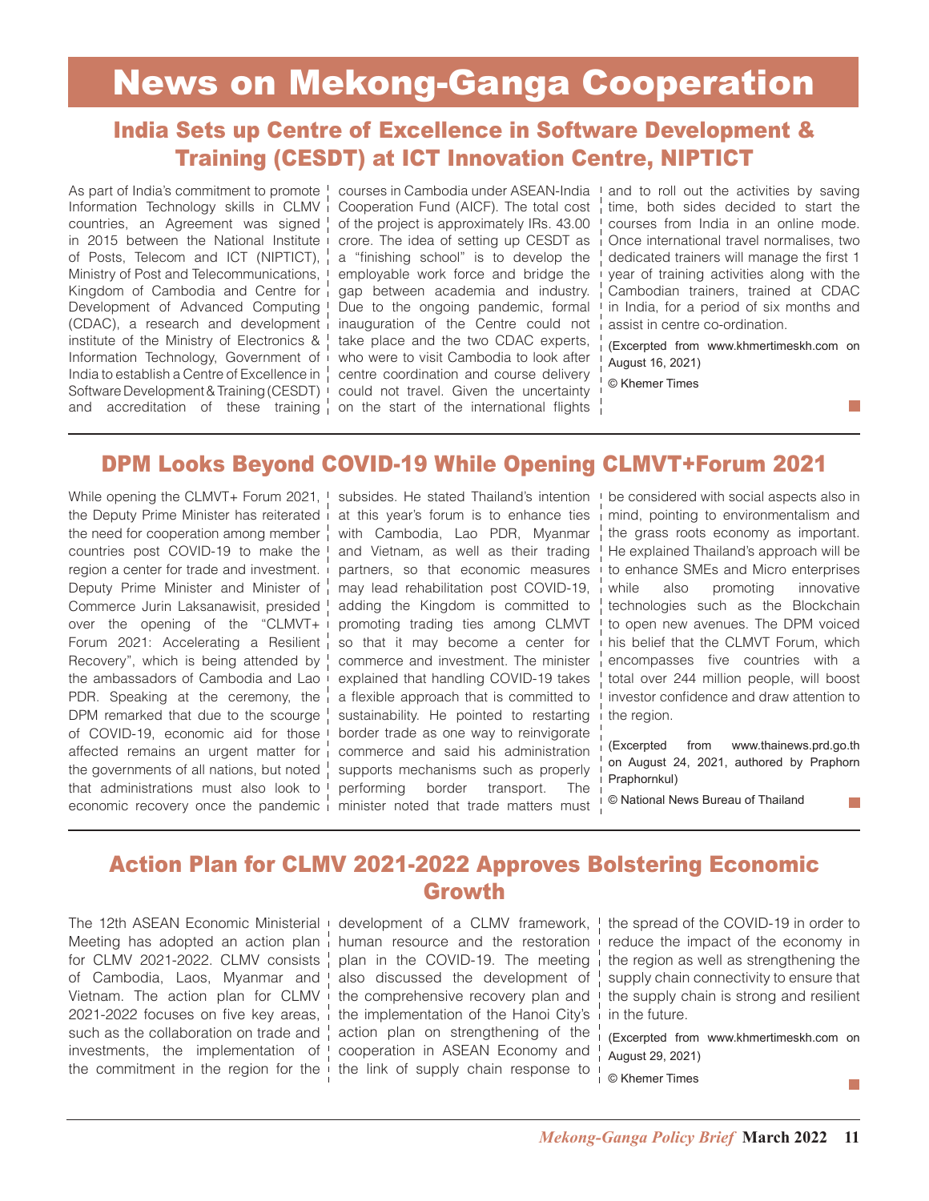# News on Mekong-Ganga Cooperation

## India Sets up Centre of Excellence in Software Development & Training (CESDT) at ICT Innovation Centre, NIPTICT

As part of India's commitment to promote Information Technology skills in CLMV countries, an Agreement was signed in 2015 between the National Institute of Posts, Telecom and ICT (NIPTICT), Ministry of Post and Telecommunications, Kingdom of Cambodia and Centre for Development of Advanced Computing (CDAC), a research and development institute of the Ministry of Electronics & Information Technology, Government of India to establish a Centre of Excellence in Software Development & Training (CESDT) and accreditation of these training courses in Cambodia under ASEAN-India Cooperation Fund (AICF). The total cost of the project is approximately IRs. 43.00 crore. The idea of setting up CESDT as a "finishing school" is to develop the employable work force and bridge the gap between academia and industry. Due to the ongoing pandemic, formal inauguration of the Centre could not take place and the two CDAC experts, who were to visit Cambodia to look after centre coordination and course delivery could not travel. Given the uncertainty on the start of the international flights and to roll out the activities by saving time, both sides decided to start the courses from India in an online mode. Once international travel normalises, two dedicated trainers will manage the first 1 year of training activities along with the Cambodian trainers, trained at CDAC in India, for a period of six months and assist in centre co-ordination.

(Excerpted from www.khmertimeskh.com on August 16, 2021)

© Khemer Times

## DPM Looks Beyond COVID-19 While Opening CLMVT+Forum 2021

While opening the CLMVT+ Forum 2021, the Deputy Prime Minister has reiterated the need for cooperation among member countries post COVID-19 to make the region a center for trade and investment. Deputy Prime Minister and Minister of Commerce Jurin Laksanawisit, presided over the opening of the "CLMVT+ Forum 2021: Accelerating a Resilient Recovery", which is being attended by the ambassadors of Cambodia and Lao PDR. Speaking at the ceremony, the DPM remarked that due to the scourge of COVID-19, economic aid for those affected remains an urgent matter for the governments of all nations, but noted that administrations must also look to economic recovery once the pandemic subsides. He stated Thailand's intention at this year's forum is to enhance ties with Cambodia, Lao PDR, Myanmar and Vietnam, as well as their trading partners, so that economic measures may lead rehabilitation post COVID-19, adding the Kingdom is committed to promoting trading ties among CLMVT so that it may become a center for commerce and investment. The minister explained that handling COVID-19 takes a flexible approach that is committed to sustainability. He pointed to restarting border trade as one way to reinvigorate commerce and said his administration supports mechanisms such as properly performing border transport. The minister noted that trade matters must be considered with social aspects also in mind, pointing to environmentalism and the grass roots economy as important. He explained Thailand's approach will be to enhance SMEs and Micro enterprises while also promoting innovative technologies such as the Blockchain to open new avenues. The DPM voiced his belief that the CLMVT Forum, which encompasses five countries with a total over 244 million people, will boost investor confidence and draw attention to the region.

(Excerpted from www.thainews.prd.go.th on August 24, 2021, authored by Praphorn Praphornkul)

© National News Bureau of Thailand

## Action Plan for CLMV 2021-2022 Approves Bolstering Economic Growth

The 12th ASEAN Economic Ministerial Meeting has adopted an action plan for CLMV 2021-2022. CLMV consists of Cambodia, Laos, Myanmar and Vietnam. The action plan for CLMV 2021-2022 focuses on five key areas, such as the collaboration on trade and investments, the implementation of the commitment in the region for the development of a CLMV framework, human resource and the restoration plan in the COVID-19. The meeting also discussed the development of the comprehensive recovery plan and the implementation of the Hanoi City's action plan on strengthening of the cooperation in ASEAN Economy and the link of supply chain response to the spread of the COVID-19 in order to reduce the impact of the economy in the region as well as strengthening the supply chain connectivity to ensure that the supply chain is strong and resilient in the future.

(Excerpted from www.khmertimeskh.com on August 29, 2021)

© Khemer Times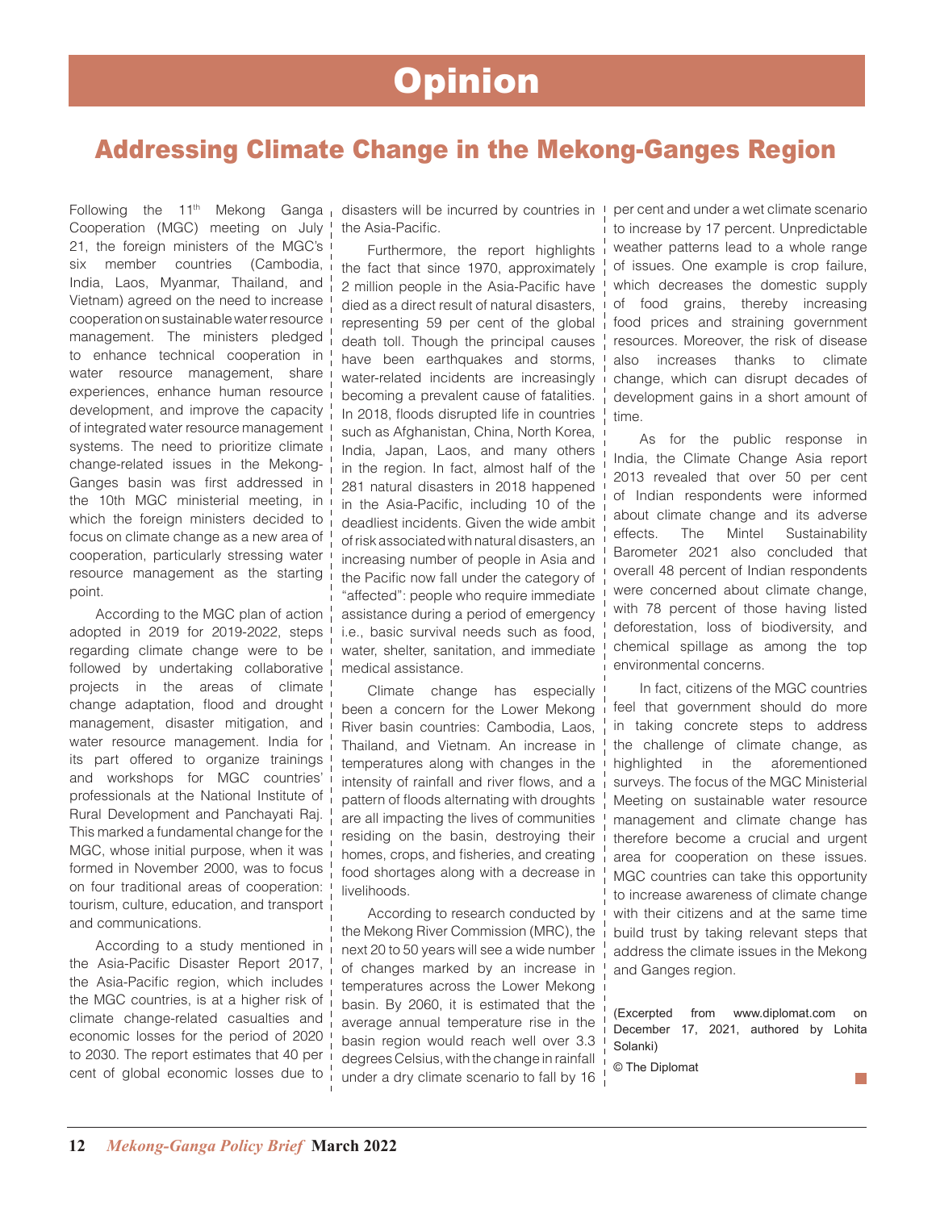# Opinion

## Addressing Climate Change in the Mekong-Ganges Region

Following the 11th Mekong Ganga Cooperation (MGC) meeting on July 21, the foreign ministers of the MGC's six member countries (Cambodia, India, Laos, Myanmar, Thailand, and Vietnam) agreed on the need to increase cooperation on sustainable water resource management. The ministers pledged to enhance technical cooperation in water resource management, share experiences, enhance human resource development, and improve the capacity of integrated water resource management systems. The need to prioritize climate change-related issues in the Mekong-Ganges basin was first addressed in the 10th MGC ministerial meeting, in which the foreign ministers decided to focus on climate change as a new area of cooperation, particularly stressing water resource management as the starting point.

According to the MGC plan of action adopted in 2019 for 2019-2022, steps regarding climate change were to be followed by undertaking collaborative projects in the areas of climate change adaptation, flood and drought management, disaster mitigation, and water resource management. India for its part offered to organize trainings and workshops for MGC countries' professionals at the National Institute of Rural Development and Panchayati Raj. This marked a fundamental change for the MGC, whose initial purpose, when it was formed in November 2000, was to focus on four traditional areas of cooperation: tourism, culture, education, and transport and communications.

According to a study mentioned in the Asia-Pacific Disaster Report 2017, the Asia-Pacific region, which includes the MGC countries, is at a higher risk of climate change-related casualties and economic losses for the period of 2020 to 2030. The report estimates that 40 per cent of global economic losses due to disasters will be incurred by countries in the Asia-Pacific.

Furthermore, the report highlights the fact that since 1970, approximately 2 million people in the Asia-Pacific have died as a direct result of natural disasters, representing 59 per cent of the global death toll. Though the principal causes have been earthquakes and storms, water-related incidents are increasingly becoming a prevalent cause of fatalities. In 2018, floods disrupted life in countries such as Afghanistan, China, North Korea, India, Japan, Laos, and many others in the region. In fact, almost half of the 281 natural disasters in 2018 happened in the Asia-Pacific, including 10 of the deadliest incidents. Given the wide ambit of risk associated with natural disasters, an increasing number of people in Asia and the Pacific now fall under the category of "affected": people who require immediate assistance during a period of emergency i.e., basic survival needs such as food, water, shelter, sanitation, and immediate medical assistance.

Climate change has especially been a concern for the Lower Mekong River basin countries: Cambodia, Laos, Thailand, and Vietnam. An increase in temperatures along with changes in the intensity of rainfall and river flows, and a pattern of floods alternating with droughts are all impacting the lives of communities residing on the basin, destroying their homes, crops, and fisheries, and creating food shortages along with a decrease in livelihoods.

According to research conducted by the Mekong River Commission (MRC), the next 20 to 50 years will see a wide number of changes marked by an increase in temperatures across the Lower Mekong basin. By 2060, it is estimated that the average annual temperature rise in the basin region would reach well over 3.3 degrees Celsius, with the change in rainfall under a dry climate scenario to fall by 16 per cent and under a wet climate scenario to increase by 17 percent. Unpredictable weather patterns lead to a whole range of issues. One example is crop failure, which decreases the domestic supply of food grains, thereby increasing food prices and straining government resources. Moreover, the risk of disease also increases thanks to climate change, which can disrupt decades of development gains in a short amount of time.

As for the public response in India, the Climate Change Asia report 2013 revealed that over 50 per cent of Indian respondents were informed about climate change and its adverse effects. The Mintel Sustainability Barometer 2021 also concluded that overall 48 percent of Indian respondents were concerned about climate change, with 78 percent of those having listed deforestation, loss of biodiversity, and chemical spillage as among the top environmental concerns.

In fact, citizens of the MGC countries feel that government should do more in taking concrete steps to address the challenge of climate change, as highlighted in the aforementioned surveys. The focus of the MGC Ministerial Meeting on sustainable water resource management and climate change has therefore become a crucial and urgent area for cooperation on these issues. MGC countries can take this opportunity to increase awareness of climate change with their citizens and at the same time build trust by taking relevant steps that address the climate issues in the Mekong and Ganges region.

(Excerpted from www.diplomat.com on December 17, 2021, authored by Lohita Solanki)

© The Diplomat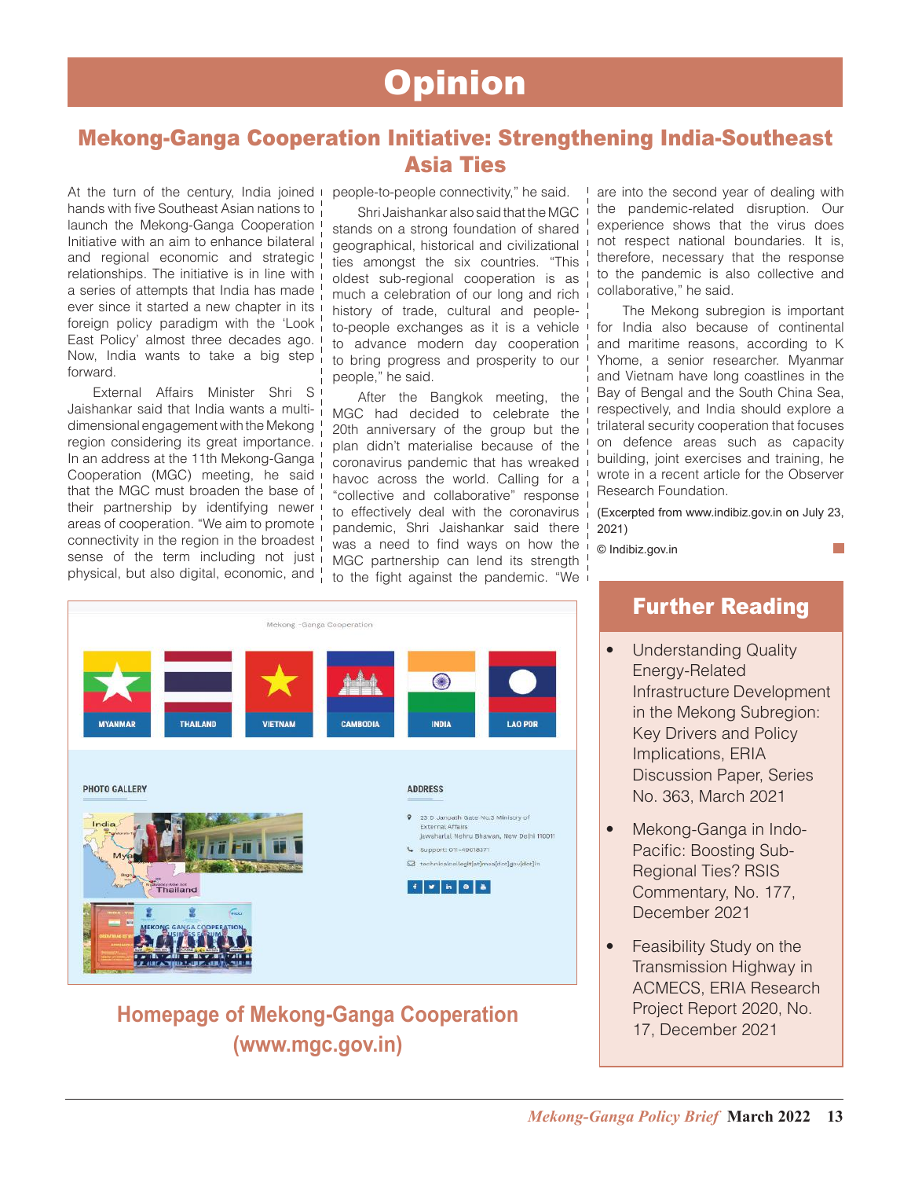# Opinion

## Mekong-Ganga Cooperation Initiative: Strengthening India-Southeast Asia Ties

At the turn of the century, India joined hands with five Southeast Asian nations to launch the Mekong-Ganga Cooperation Initiative with an aim to enhance bilateral and regional economic and strategic relationships. The initiative is in line with a series of attempts that India has made ever since it started a new chapter in its foreign policy paradigm with the 'Look East Policy' almost three decades ago. Now, India wants to take a big step forward.

External Affairs Minister Shri S Jaishankar said that India wants a multi-dimensional engagement with the Mekong region considering its great importance. In an address at the 11th Mekong-Ganga Cooperation (MGC) meeting, he said that the MGC must broaden the base of their partnership by identifying newer areas of cooperation. "We aim to promote connectivity in the region in the broadest sense of the term including not just physical, but also digital, economic, and people-to-people connectivity," he said.

Shri Jaishankar also said that the MGC stands on a strong foundation of shared geographical, historical and civilizational ties amongst the six countries. "This oldest sub-regional cooperation is as much a celebration of our long and rich history of trade, cultural and people-to-people exchanges as it is a vehicle to advance modern day cooperation to bring progress and prosperity to our people," he said.

After the Bangkok meeting, the MGC had decided to celebrate the 20th anniversary of the group but the plan didn't materialise because of the coronavirus pandemic that has wreaked havoc across the world. Calling for a "collective and collaborative" response to effectively deal with the coronavirus pandemic, Shri Jaishankar said there was a need to find ways on how the MGC partnership can lend its strength to the fight against the pandemic. "We are into the second year of dealing with the pandemic-related disruption. Our experience shows that the virus does not respect national boundaries. It is, therefore, necessary that the response to the pandemic is also collective and collaborative," he said.

The Mekong subregion is important for India also because of continental and maritime reasons, according to K Yhome, a senior researcher. Myanmar and Vietnam have long coastlines in the Bay of Bengal and the South China Sea, respectively, and India should explore a trilateral security cooperation that focuses on defence areas such as capacity building, joint exercises and training, he wrote in a recent article for the Observer Research Foundation.

(Excerpted from www.indibiz.gov.in on July 23, 2021)

© Indibiz.gov.in

**Homepage of Mekong-Ganga Cooperation (www.mgc.gov.in)**

## Further Reading

- Understanding Quality Energy-Related Infrastructure Development in the Mekong Subregion: Key Drivers and Policy Implications, ERIA Discussion Paper, Series No. 363, March 2021
- Mekong-Ganga in Indo-Pacific: Boosting Sub-Regional Ties? RSIS Commentary, No. 177, December 2021
- Feasibility Study on the Transmission Highway in ACMECS, ERIA Research Project Report 2020, No. 17, December 2021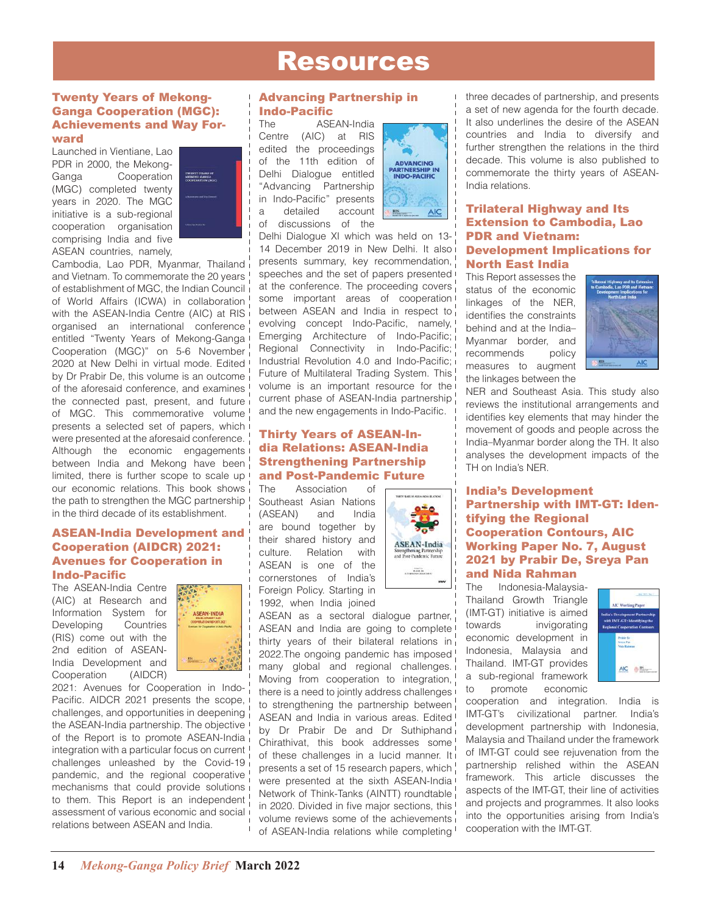# Resources

### Twenty Years of Mekong-Ganga Cooperation (MGC): Achievements and Way Forward

Launched in Vientiane, Lao PDR in 2000, the Mekong-Ganga Cooperation (MGC) completed twenty years in 2020. The MGC initiative is a sub-regional cooperation organisation comprising India and five ASEAN countries, namely, Cambodia, Lao PDR, Myanmar, Thailand and Vietnam. To commemorate the 20 years of establishment of MGC, the Indian Council of World Affairs (ICWA) in collaboration with the ASEAN-India Centre (AIC) at RIS organised an international conference entitled "Twenty Years of Mekong-Ganga Cooperation (MGC)" on 5-6 November 2020 at New Delhi in virtual mode. Edited by Dr Prabir De, this volume is an outcome of the aforesaid conference, and examines the connected past, present, and future of MGC. This commemorative volume presents a selected set of papers, which were presented at the aforesaid conference. Although the economic engagements between India and Mekong have been limited, there is further scope to scale up our economic relations. This book shows the path to strengthen the MGC partnership in the third decade of its establishment.

### ASEAN-India Development and Cooperation (AIDCR) 2021: Avenues for Cooperation in Indo-Pacific

The ASEAN-India Centre (AIC) at Research and Information System for Developing Countries (RIS) come out with the 2nd edition of ASEAN-India Development and Cooperation (AIDCR) 2021: Avenues for Cooperation in Indo-Pacific. AIDCR 2021 presents the scope, challenges, and opportunities in deepening the ASEAN-India partnership. The objective of the Report is to promote ASEAN-India integration with a particular focus on current challenges unleashed by the Covid-19 pandemic, and the regional cooperative mechanisms that could provide solutions to them. This Report is an independent assessment of various economic and social relations between ASEAN and India.

### Advancing Partnership in Indo-Pacific

The ASEAN-India Centre (AIC) at RIS edited the proceedings of the 11th edition of Delhi Dialogue entitled "Advancing Partnership in Indo-Pacific" presents a detailed account of discussions of the Delhi Dialogue XI which was held on 13-14 December 2019 in New Delhi. It also presents summary, key recommendation, speeches and the set of papers presented at the conference. The proceeding covers some important areas of cooperation between ASEAN and India in respect to evolving concept Indo-Pacific, namely, Emerging Architecture of Indo-Pacific; Regional Connectivity in Indo-Pacific; Industrial Revolution 4.0 and Indo-Pacific; Future of Multilateral Trading System. This volume is an important resource for the current phase of ASEAN-India partnership and the new engagements in Indo-Pacific.

### Thirty Years of ASEAN-India Relations: ASEAN-India Strengthening Partnership and Post-Pandemic Future

The Association of Southeast Asian Nations (ASEAN) and India are bound together by their shared history and culture. Relation with ASEAN is one of the cornerstones of India's Foreign Policy. Starting in 1992, when India joined ASEAN as a sectoral dialogue partner, ASEAN and India are going to complete thirty years of their bilateral relations in 2022.The ongoing pandemic has imposed many global and regional challenges. Moving from cooperation to integration, there is a need to jointly address challenges to strengthening the partnership between ASEAN and India in various areas. Edited by Dr Prabir De and Dr Suthiphand Chirathivat, this book addresses some of these challenges in a lucid manner. It presents a set of 15 research papers, which were presented at the sixth ASEAN-India Network of Think-Tanks (AINTT) roundtable in 2020. Divided in five major sections, this volume reviews some of the achievements of ASEAN-India relations while completing three decades of partnership, and presents a set of new agenda for the fourth decade. It also underlines the desire of the ASEAN countries and India to diversify and further strengthen the relations in the third decade. This volume is also published to commemorate the thirty years of ASEAN-India relations.

### Trilateral Highway and Its Extension to Cambodia, Lao PDR and Vietnam: Development Implications for North East India

This Report assesses the status of the economic linkages of the NER, identifies the constraints behind and at the India–Myanmar border, and recommends policy measures to augment the linkages between the NER and Southeast Asia. This study also reviews the institutional arrangements and identifies key elements that may hinder the movement of goods and people across the India–Myanmar border along the TH. It also analyses the development impacts of the TH on India's NER.

### India's Development Partnership with IMT-GT: Identifying the Regional Cooperation Contours, AIC Working Paper No. 7, August 2021 by Prabir De, Sreya Pan and Nida Rahman

The Indonesia-Malaysia-Thailand Growth Triangle (IMT-GT) initiative is aimed towards invigorating economic development in Indonesia, Malaysia and Thailand. IMT-GT provides a sub-regional framework to promote economic cooperation and integration. India is IMT-GT's civilizational partner. India's development partnership with Indonesia, Malaysia and Thailand under the framework of IMT-GT could see rejuvenation from the partnership relished within the ASEAN framework. This article discusses the aspects of the IMT-GT, their line of activities and projects and programmes. It also looks into the opportunities arising from India's cooperation with the IMT-GT.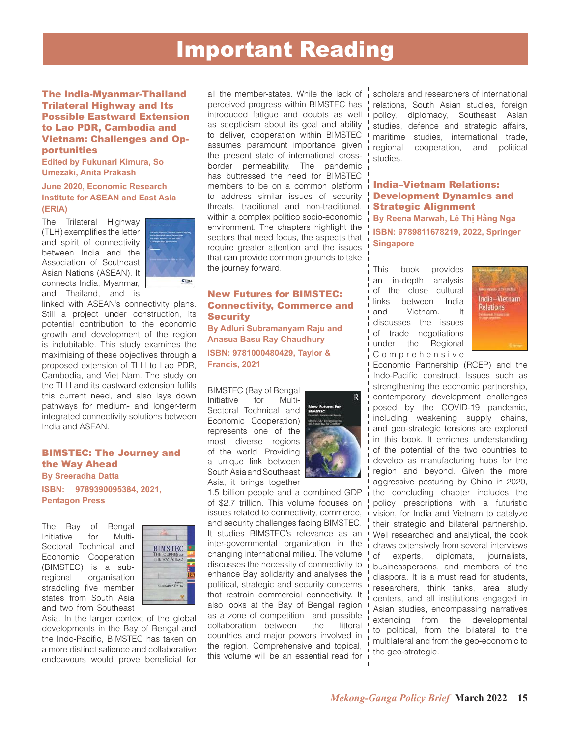# Important Reading

## The India-Myanmar-Thailand Trilateral Highway and Its Possible Eastward Extension to Lao PDR, Cambodia and Vietnam: Challenges and Opportunities

**Edited by Fukunari Kimura, So Umezaki, Anita Prakash**

**June 2020, Economic Research Institute for ASEAN and East Asia (ERIA)**

The Trilateral Highway (TLH) exemplifies the letter and spirit of connectivity between India and the Association of Southeast Asian Nations (ASEAN). It connects India, Myanmar, and Thailand, and is linked with ASEAN's connectivity plans. Still a project under construction, its potential contribution to the economic growth and development of the region is indubitable. This study examines the maximising of these objectives through a proposed extension of TLH to Lao PDR, Cambodia, and Viet Nam. The study on the TLH and its eastward extension fulfils this current need, and also lays down pathways for medium- and longer-term integrated connectivity solutions between India and ASEAN.

## BIMSTEC: The Journey and the Way Ahead

**By Sreeradha Datta**

**ISBN: 9789390095384, 2021, Pentagon Press**

The Bay of Bengal Initiative for Multi-Sectoral Technical and Economic Cooperation (BIMSTEC) is a sub-regional organisation straddling five member states from South Asia and two from Southeast Asia. In the larger context of the global developments in the Bay of Bengal and the Indo-Pacific, BIMSTEC has taken on a more distinct salience and collaborative endeavours would prove beneficial for all the member-states. While the lack of perceived progress within BIMSTEC has introduced fatigue and doubts as well as scepticism about its goal and ability to deliver, cooperation within BIMSTEC assumes paramount importance given the present state of international cross-border permeability. The pandemic has buttressed the need for BIMSTEC members to be on a common platform to address similar issues of security threats, traditional and non-traditional, within a complex politico socio-economic environment. The chapters highlight the sectors that need focus, the aspects that require greater attention and the issues that can provide common grounds to take the journey forward.

## New Futures for BIMSTEC: Connectivity, Commerce and Security

**By Adluri Subramanyam Raju and Anasua Basu Ray Chaudhury**

**ISBN: 9781000480429, Taylor & Francis, 2021**

BIMSTEC (Bay of Bengal Initiative for Multi-Sectoral Technical and Economic Cooperation) represents one of the most diverse regions of the world. Providing a unique link between South Asia and Southeast Asia, it brings together 1.5 billion people and a combined GDP of $2.7 trillion. This volume focuses on issues related to connectivity, commerce, and security challenges facing BIMSTEC. It studies BIMSTEC's relevance as an inter-governmental organization in the changing international milieu. The volume discusses the necessity of connectivity to enhance Bay solidarity and analyses the political, strategic and security concerns that restrain commercial connectivity. It also looks at the Bay of Bengal region as a zone of competition—and possible collaboration—between the littoral countries and major powers involved in the region. Comprehensive and topical, this volume will be an essential read for scholars and researchers of international relations, South Asian studies, foreign policy, diplomacy, Southeast Asian studies, defence and strategic affairs, maritime studies, international trade, regional cooperation, and political studies.

## India–Vietnam Relations: Development Dynamics and Strategic Alignment

**By Reena Marwah, Lê Thị Hằng Nga**

**ISBN: 9789811678219, 2022, Springer Singapore**

This book provides an in-depth analysis of the close cultural links between India and Vietnam. It discusses the issues of trade negotiations under the Regional Comprehensive Economic Partnership (RCEP) and the Indo-Pacific construct. Issues such as strengthening the economic partnership, contemporary development challenges posed by the COVID-19 pandemic, including weakening supply chains, and geo-strategic tensions are explored in this book. It enriches understanding of the potential of the two countries to develop as manufacturing hubs for the region and beyond. Given the more aggressive posturing by China in 2020, the concluding chapter includes the policy prescriptions with a futuristic vision, for India and Vietnam to catalyze their strategic and bilateral partnership. Well researched and analytical, the book draws extensively from several interviews of experts, diplomats, journalists, businesspersons, and members of the diaspora. It is a must read for students, researchers, think tanks, area study centers, and all institutions engaged in Asian studies, encompassing narratives extending from the developmental to political, from the bilateral to the multilateral and from the geo-economic to the geo-strategic.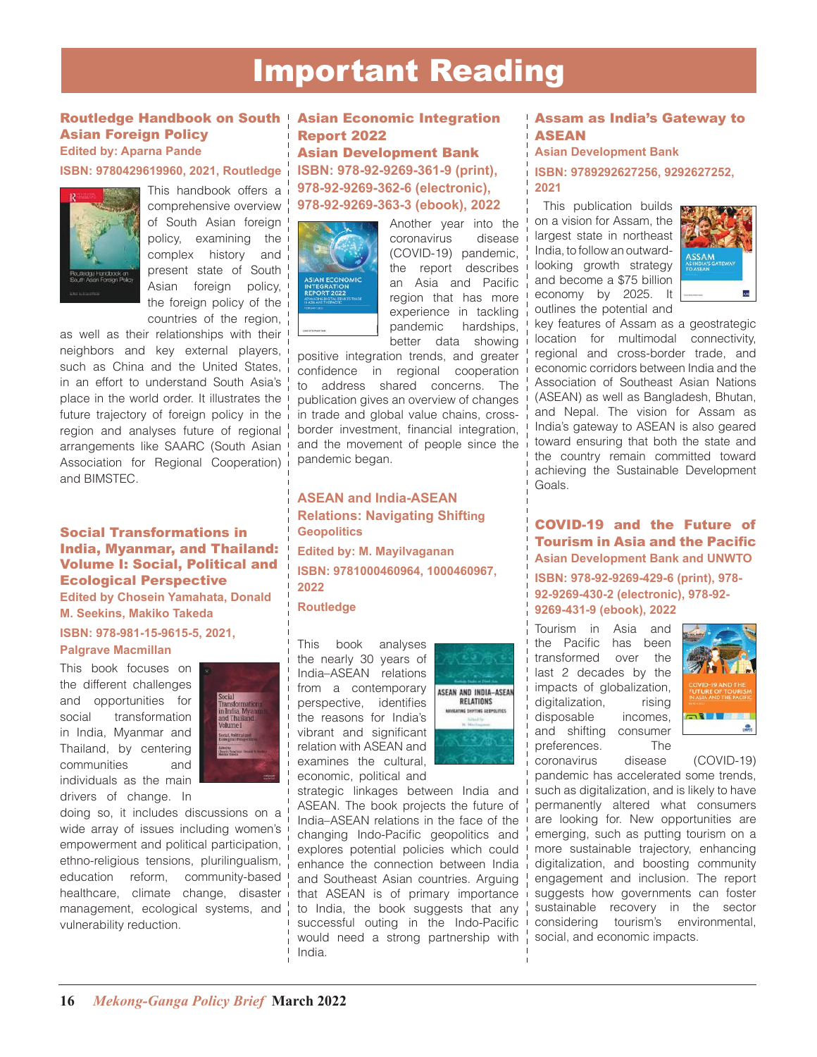# Important Reading

## Routledge Handbook on South Asian Foreign Policy

**Edited by: Aparna Pande**

**ISBN: 9780429619960, 2021, Routledge**

This handbook offers a comprehensive overview of South Asian foreign policy, examining the complex history and present state of South Asian foreign policy, the foreign policy of the countries of the region, as well as their relationships with their neighbors and key external players, such as China and the United States, in an effort to understand South Asia's place in the world order. It illustrates the future trajectory of foreign policy in the region and analyses future of regional arrangements like SAARC (South Asian Association for Regional Cooperation) and BIMSTEC.

## Social Transformations in India, Myanmar, and Thailand: Volume I: Social, Political and Ecological Perspective

**Edited by Chosein Yamahata, Donald M. Seekins, Makiko Takeda**

**ISBN: 978-981-15-9615-5, 2021, Palgrave Macmillan**

This book focuses on the different challenges and opportunities for social transformation in India, Myanmar and Thailand, by centering communities and individuals as the main drivers of change. In doing so, it includes discussions on a wide array of issues including women's empowerment and political participation, ethno-religious tensions, plurilingualism, education reform, community-based healthcare, climate change, disaster management, ecological systems, and vulnerability reduction.

## Asian Economic Integration Report 2022

**Asian Development Bank**

**ISBN: 978-92-9269-361-9 (print), 978-92-9269-362-6 (electronic), 978-92-9269-363-3 (ebook), 2022**

Another year into the coronavirus disease (COVID-19) pandemic, the report describes an Asia and Pacific region that has more experience in tackling pandemic hardships, better data showing positive integration trends, and greater confidence in regional cooperation to address shared concerns. The publication gives an overview of changes in trade and global value chains, cross-border investment, financial integration, and the movement of people since the pandemic began.

## ASEAN and India-ASEAN Relations: Navigating Shifting Geopolitics

**Edited by: M. Mayilvaganan**

**ISBN: 9781000460964, 1000460967, 2022**

**Routledge**

This book analyses the nearly 30 years of India–ASEAN relations from a contemporary perspective, identifies the reasons for India's vibrant and significant relation with ASEAN and examines the cultural, economic, political and strategic linkages between India and ASEAN. The book projects the future of India–ASEAN relations in the face of the changing Indo-Pacific geopolitics and explores potential policies which could enhance the connection between India and Southeast Asian countries. Arguing that ASEAN is of primary importance to India, the book suggests that any successful outing in the Indo-Pacific would need a strong partnership with India.

## Assam as India's Gateway to ASEAN

**Asian Development Bank**

**ISBN: 9789292627256, 9292627252, 2021**

This publication builds on a vision for Assam, the largest state in northeast India, to follow an outward-looking growth strategy and become a $75 billion economy by 2025. It outlines the potential and key features of Assam as a geostrategic location for multimodal connectivity, regional and cross-border trade, and economic corridors between India and the Association of Southeast Asian Nations (ASEAN) as well as Bangladesh, Bhutan, and Nepal. The vision for Assam as India's gateway to ASEAN is also geared toward ensuring that both the state and the country remain committed toward achieving the Sustainable Development Goals.

## COVID-19 and the Future of Tourism in Asia and the Pacific

**Asian Development Bank and UNWTO**

**ISBN: 978-92-9269-429-6 (print), 978-92-9269-430-2 (electronic), 978-92-9269-431-9 (ebook), 2022**

Tourism in Asia and the Pacific has been transformed over the last 2 decades by the impacts of globalization, digitalization, rising disposable incomes, and shifting consumer preferences. The coronavirus disease (COVID-19) pandemic has accelerated some trends, such as digitalization, and is likely to have permanently altered what consumers are looking for. New opportunities are emerging, such as putting tourism on a more sustainable trajectory, enhancing digitalization, and boosting community engagement and inclusion. The report suggests how governments can foster sustainable recovery in the sector considering tourism's environmental, social, and economic impacts.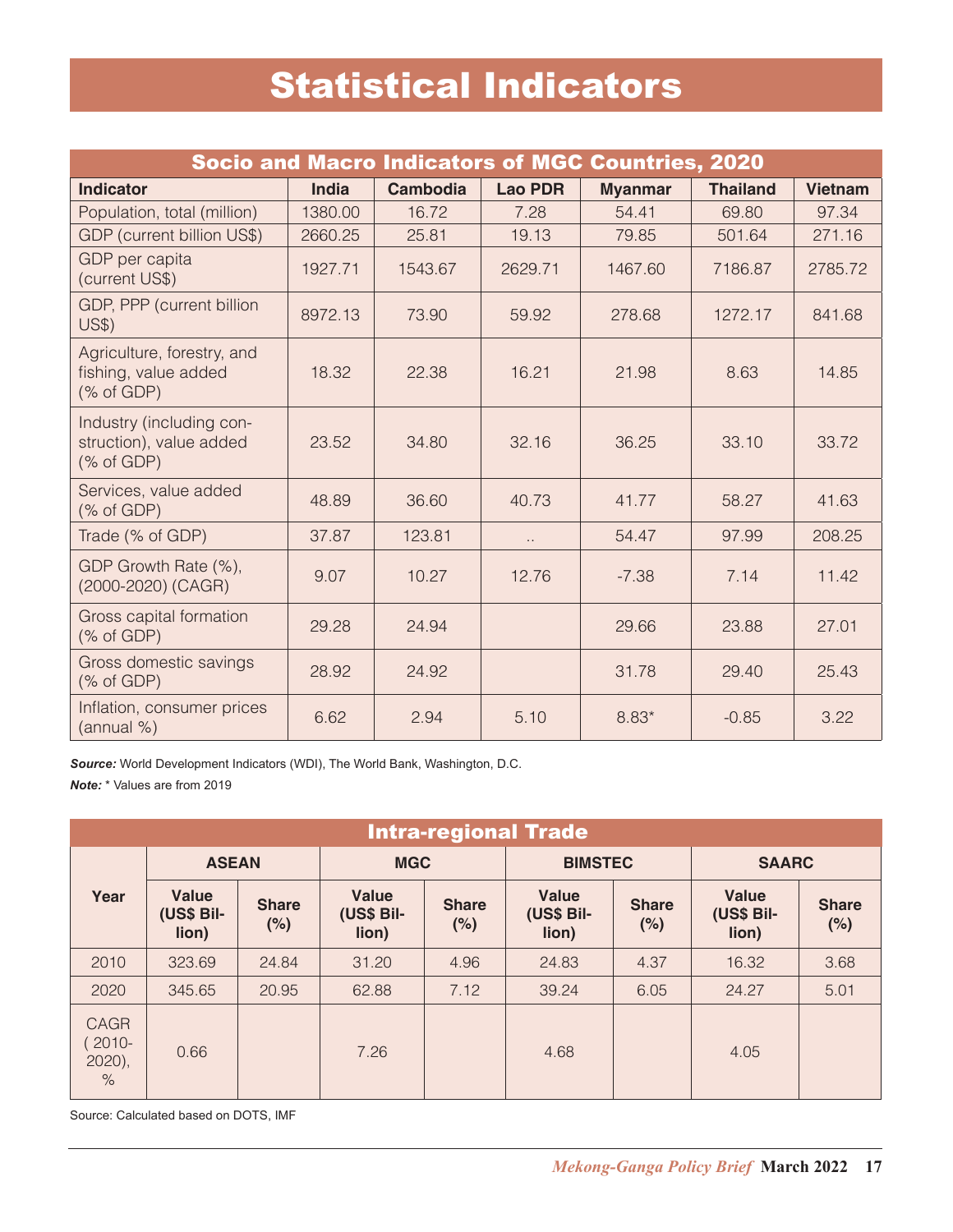# Statistical Indicators

| Socio and Macro Indicators of MGC Countries, 2020 | | | | | | |
|---|---|---|---|---|---|---|
| **Indicator** | **India** | **Cambodia** | **Lao PDR** | **Myanmar** | **Thailand** | **Vietnam** |
| Population, total (million) | 1380.00 | 16.72 | 7.28 | 54.41 | 69.80 | 97.34 |
| GDP (current billion US$) | 2660.25 | 25.81 | 19.13 | 79.85 | 501.64 | 271.16 |
| GDP per capita (current US$) | 1927.71 | 1543.67 | 2629.71 | 1467.60 | 7186.87 | 2785.72 |
| GDP, PPP (current billion US$) | 8972.13 | 73.90 | 59.92 | 278.68 | 1272.17 | 841.68 |
| Agriculture, forestry, and fishing, value added (% of GDP) | 18.32 | 22.38 | 16.21 | 21.98 | 8.63 | 14.85 |
| Industry (including construction), value added (% of GDP) | 23.52 | 34.80 | 32.16 | 36.25 | 33.10 | 33.72 |
| Services, value added (% of GDP) | 48.89 | 36.60 | 40.73 | 41.77 | 58.27 | 41.63 |
| Trade (% of GDP) | 37.87 | 123.81 | .. | 54.47 | 97.99 | 208.25 |
| GDP Growth Rate (%), (2000-2020) (CAGR) | 9.07 | 10.27 | 12.76 | -7.38 | 7.14 | 11.42 |
| Gross capital formation (% of GDP) | 29.28 | 24.94 | | 29.66 | 23.88 | 27.01 |
| Gross domestic savings (% of GDP) | 28.92 | 24.92 | | 31.78 | 29.40 | 25.43 |
| Inflation, consumer prices (annual %) | 6.62 | 2.94 | 5.10 | 8.83* | -0.85 | 3.22 |

***Source:*** World Development Indicators (WDI), The World Bank, Washington, D.C.

***Note:*** * Values are from 2019

| Intra-regional Trade | | | | | | | | |
|---|---|---|---|---|---|---|---|---|
| **Year** | **ASEAN** | | **MGC** | | **BIMSTEC** | | **SAARC** | |
| | **Value (US$ Billion)** | **Share (%)** | **Value (US$ Billion)** | **Share (%)** | **Value (US$ Billion)** | **Share (%)** | **Value (US$ Billion)** | **Share (%)** |
| 2010 | 323.69 | 24.84 | 31.20 | 4.96 | 24.83 | 4.37 | 16.32 | 3.68 |
| 2020 | 345.65 | 20.95 | 62.88 | 7.12 | 39.24 | 6.05 | 24.27 | 5.01 |
| CAGR ( 2010-2020), % | 0.66 | | 7.26 | | 4.68 | | 4.05 | |

Source: Calculated based on DOTS, IMF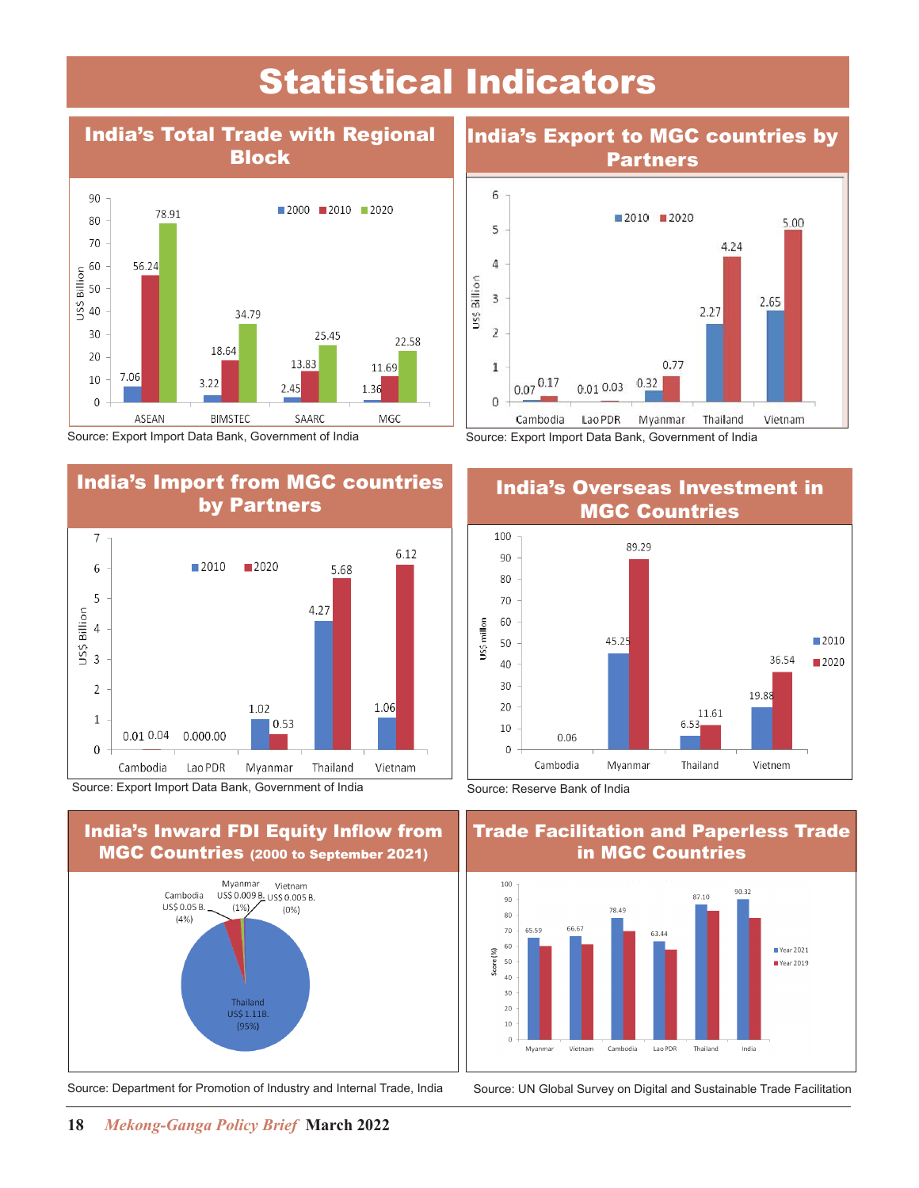# Statistical Indicators

## India's Total Trade with Regional Block

| | 2000 | 2010 | 2020 |
|---|---|---|---|
| ASEAN | 7.06 | 56.24 | 78.91 |
| BIMSTEC | 3.22 | 18.64 | 34.79 |
| SAARC | 2.45 | 13.83 | 25.45 |
| MGC | 1.36 | 11.69 | 22.58 |

US$ Billion

Source: Export Import Data Bank, Government of India

## India's Export to MGC countries by Partners

| | 2010 | 2020 |
|---|---|---|
| Cambodia | 0.07 | 0.17 |
| Lao PDR | 0.01 | 0.03 |
| Myanmar | 0.32 | 0.77 |
| Thailand | 2.27 | 4.24 |
| Vietnam | 2.65 | 5.00 |

US$ Billion

Source: Export Import Data Bank, Government of India

## India's Import from MGC countries by Partners

| | 2010 | 2020 |
|---|---|---|
| Cambodia | 0.01 | 0.04 |
| Lao PDR | 0.00 | 0.00 |
| Myanmar | 1.02 | 0.53 |
| Thailand | 4.27 | 5.68 |
| Vietnam | 1.06 | 6.12 |

US$ Billion

Source: Export Import Data Bank, Government of India

## India's Overseas Investment in MGC Countries

| | 2010 | 2020 |
|---|---|---|
| Cambodia | 0.06 | |
| Myanmar | 45.25 | 89.29 |
| Thailand | 6.53 | 11.61 |
| Vietnem | 19.88 | 36.54 |

US$ millon

Source: Reserve Bank of India

## India's Inward FDI Equity Inflow from MGC Countries (2000 to September 2021)

- Thailand: US$ 1.11B. (95%)
- Cambodia: US$ 0.05 B. (4%)
- Myanmar: US$ 0.009 B. (1%)
- Vietnam: US$ 0.005 B. (0%)

Source: Department for Promotion of Industry and Internal Trade, India

## Trade Facilitation and Paperless Trade in MGC Countries

| | Year 2021 |
|---|---|
| Myanmar | 65.59 |
| Vietnam | 66.67 |
| Cambodia | 78.49 |
| Lao PDR | 63.44 |
| Thailand | 87.10 |
| India | 90.32 |

Score (%); Year 2019 also shown

Source: UN Global Survey on Digital and Sustainable Trade Facilitation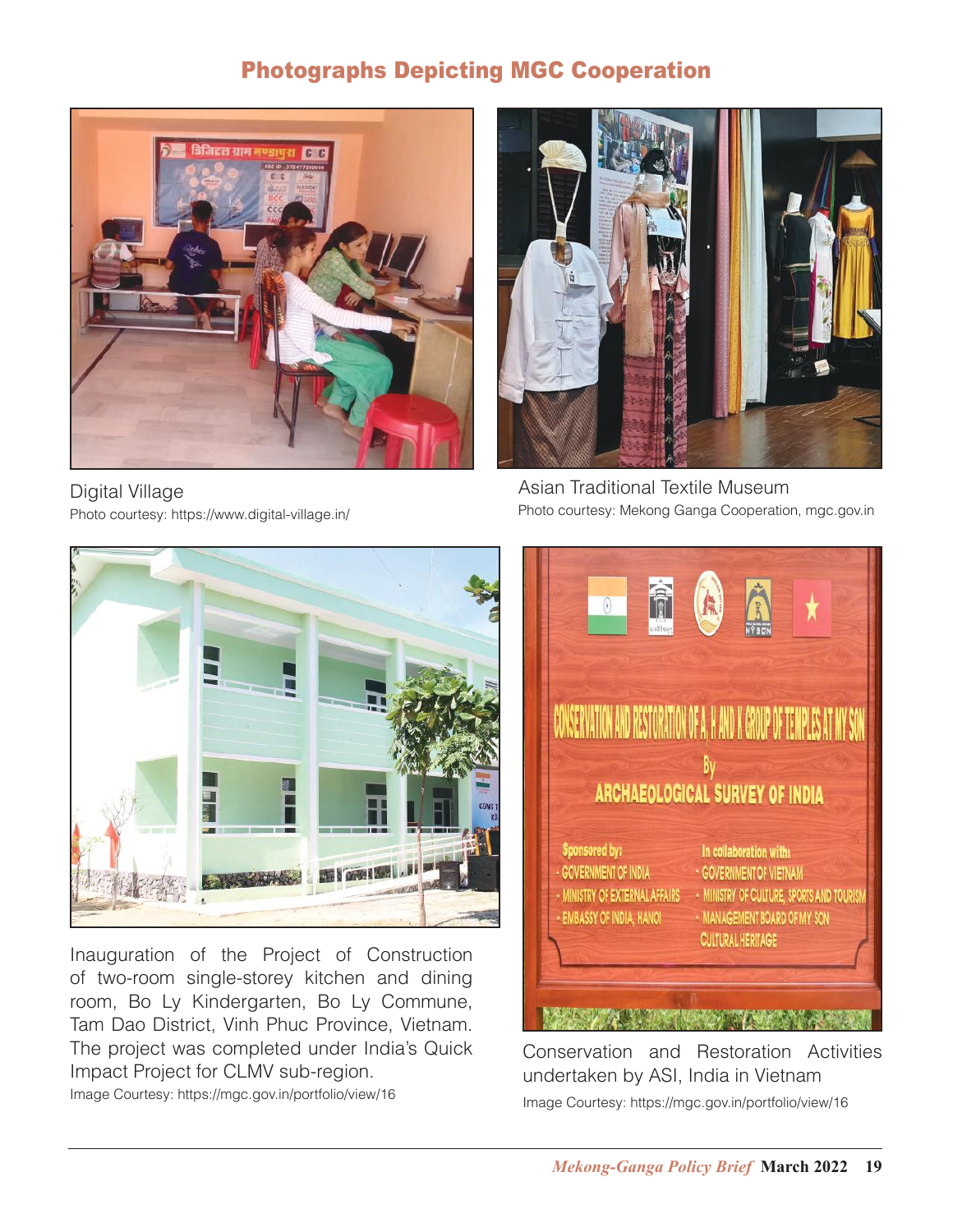## Photographs Depicting MGC Cooperation

Digital Village
Photo courtesy: https://www.digital-village.in/

Asian Traditional Textile Museum
Photo courtesy: Mekong Ganga Cooperation, mgc.gov.in

Inauguration of the Project of Construction of two-room single-storey kitchen and dining room, Bo Ly Kindergarten, Bo Ly Commune, Tam Dao District, Vinh Phuc Province, Vietnam. The project was completed under India's Quick Impact Project for CLMV sub-region.
Image Courtesy: https://mgc.gov.in/portfolio/view/16

Conservation and Restoration Activities undertaken by ASI, India in Vietnam
Image Courtesy: https://mgc.gov.in/portfolio/view/16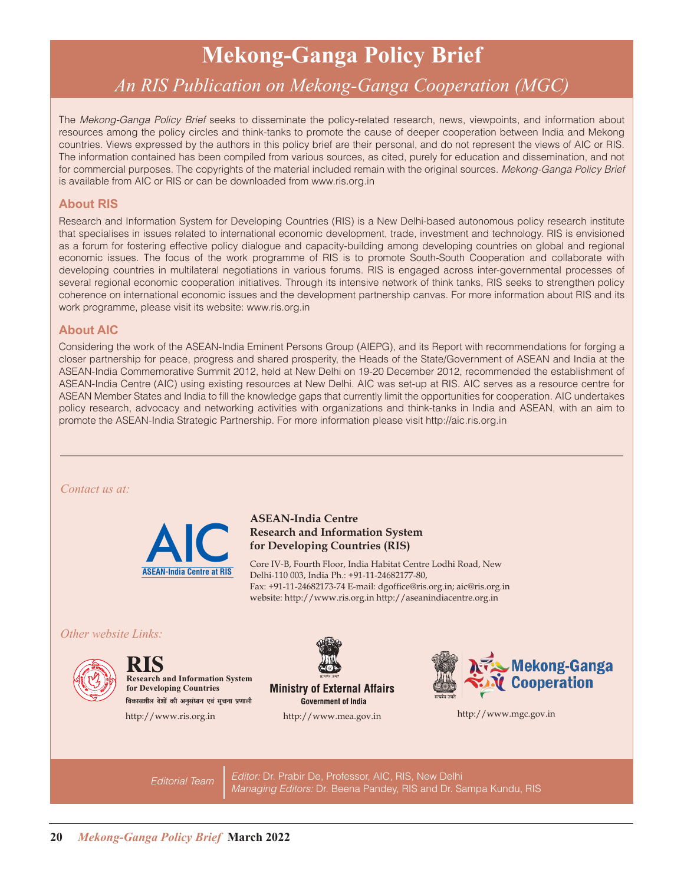# Mekong-Ganga Policy Brief

## *An RIS Publication on Mekong-Ganga Cooperation (MGC)*

The *Mekong-Ganga Policy Brief* seeks to disseminate the policy-related research, news, viewpoints, and information about resources among the policy circles and think-tanks to promote the cause of deeper cooperation between India and Mekong countries. Views expressed by the authors in this policy brief are their personal, and do not represent the views of AIC or RIS. The information contained has been compiled from various sources, as cited, purely for education and dissemination, and not for commercial purposes. The copyrights of the material included remain with the original sources. *Mekong-Ganga Policy Brief* is available from AIC or RIS or can be downloaded from www.ris.org.in

### About RIS

Research and Information System for Developing Countries (RIS) is a New Delhi-based autonomous policy research institute that specialises in issues related to international economic development, trade, investment and technology. RIS is envisioned as a forum for fostering effective policy dialogue and capacity-building among developing countries on global and regional economic issues. The focus of the work programme of RIS is to promote South-South Cooperation and collaborate with developing countries in multilateral negotiations in various forums. RIS is engaged across inter-governmental processes of several regional economic cooperation initiatives. Through its intensive network of think tanks, RIS seeks to strengthen policy coherence on international economic issues and the development partnership canvas. For more information about RIS and its work programme, please visit its website: www.ris.org.in

### About AIC

Considering the work of the ASEAN-India Eminent Persons Group (AIEPG), and its Report with recommendations for forging a closer partnership for peace, progress and shared prosperity, the Heads of the State/Government of ASEAN and India at the ASEAN-India Commemorative Summit 2012, held at New Delhi on 19-20 December 2012, recommended the establishment of ASEAN-India Centre (AIC) using existing resources at New Delhi. AIC was set-up at RIS. AIC serves as a resource centre for ASEAN Member States and India to fill the knowledge gaps that currently limit the opportunities for cooperation. AIC undertakes policy research, advocacy and networking activities with organizations and think-tanks in India and ASEAN, with an aim to promote the ASEAN-India Strategic Partnership. For more information please visit http://aic.ris.org.in

---

*Contact us at:*

AIC
ASEAN-India Centre at RIS

**ASEAN-India Centre**
**Research and Information System for Developing Countries (RIS)**

Core IV-B, Fourth Floor, India Habitat Centre Lodhi Road, New Delhi-110 003, India Ph.: +91-11-24682177-80,
Fax: +91-11-24682173-74 E-mail: dgoffice@ris.org.in; aic@ris.org.in
website: http://www.ris.org.in http://aseanindiacentre.org.in

*Other website Links:*

**RIS**
**Research and Information System for Developing Countries**
विकासशील देशों की अनुसंधान एवं सूचना प्रणाली
http://www.ris.org.in

**Ministry of External Affairs**
Government of India
http://www.mea.gov.in

**Mekong-Ganga Cooperation**
http://www.mgc.gov.in

*Editorial Team*
*Editor:* Dr. Prabir De, Professor, AIC, RIS, New Delhi
*Managing Editors:* Dr. Beena Pandey, RIS and Dr. Sampa Kundu, RIS